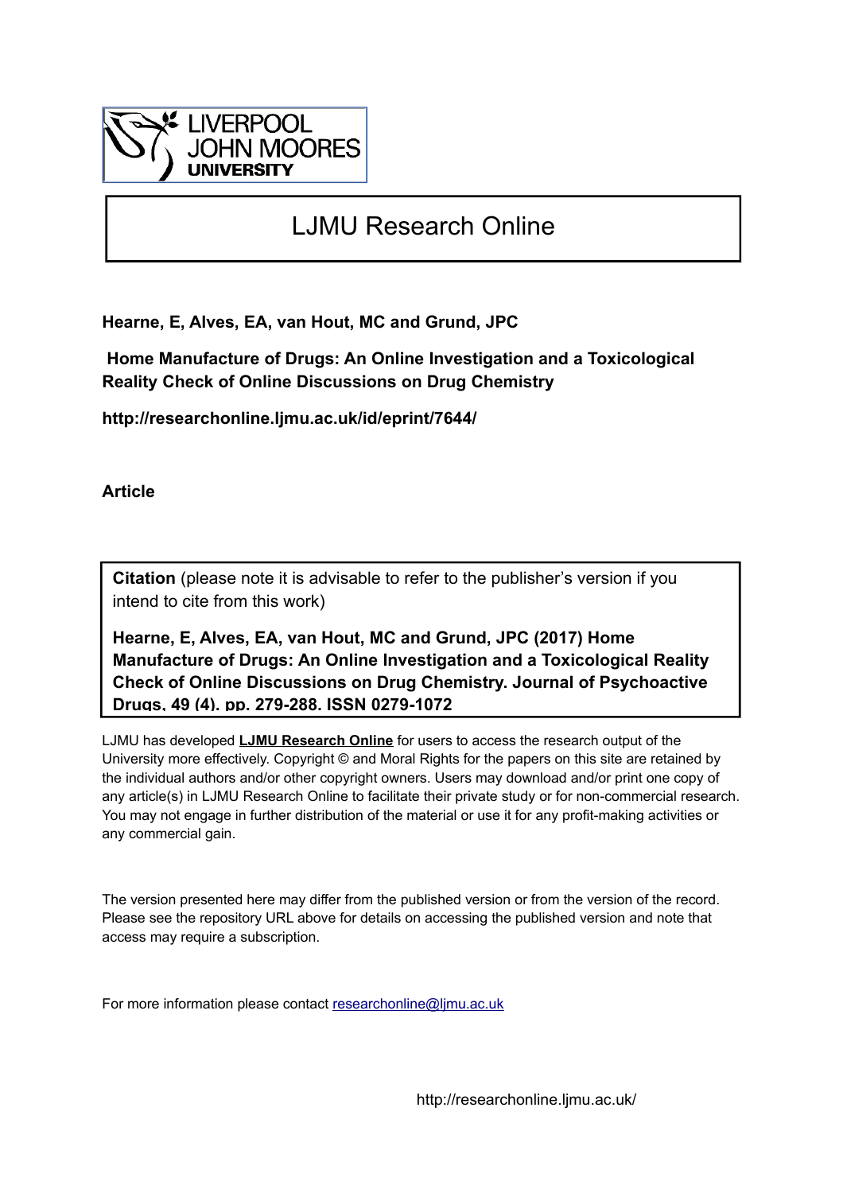LIVERPOOL JOHN MOORES UNIVERSITY

# LJMU Research Online

**Hearne, E, Alves, EA, van Hout, MC and Grund, JPC**

**Home Manufacture of Drugs: An Online Investigation and a Toxicological Reality Check of Online Discussions on Drug Chemistry**

**http://researchonline.ljmu.ac.uk/id/eprint/7644/**

**Article**

**Citation** (please note it is advisable to refer to the publisher's version if you intend to cite from this work)

**Hearne, E, Alves, EA, van Hout, MC and Grund, JPC (2017) Home Manufacture of Drugs: An Online Investigation and a Toxicological Reality Check of Online Discussions on Drug Chemistry. Journal of Psychoactive Drugs, 49 (4). pp. 279-288. ISSN 0279-1072**

LJMU has developed **LJMU Research Online** for users to access the research output of the University more effectively. Copyright © and Moral Rights for the papers on this site are retained by the individual authors and/or other copyright owners. Users may download and/or print one copy of any article(s) in LJMU Research Online to facilitate their private study or for non-commercial research. You may not engage in further distribution of the material or use it for any profit-making activities or any commercial gain.

The version presented here may differ from the published version or from the version of the record. Please see the repository URL above for details on accessing the published version and note that access may require a subscription.

For more information please contact researchonline@ljmu.ac.uk

http://researchonline.ljmu.ac.uk/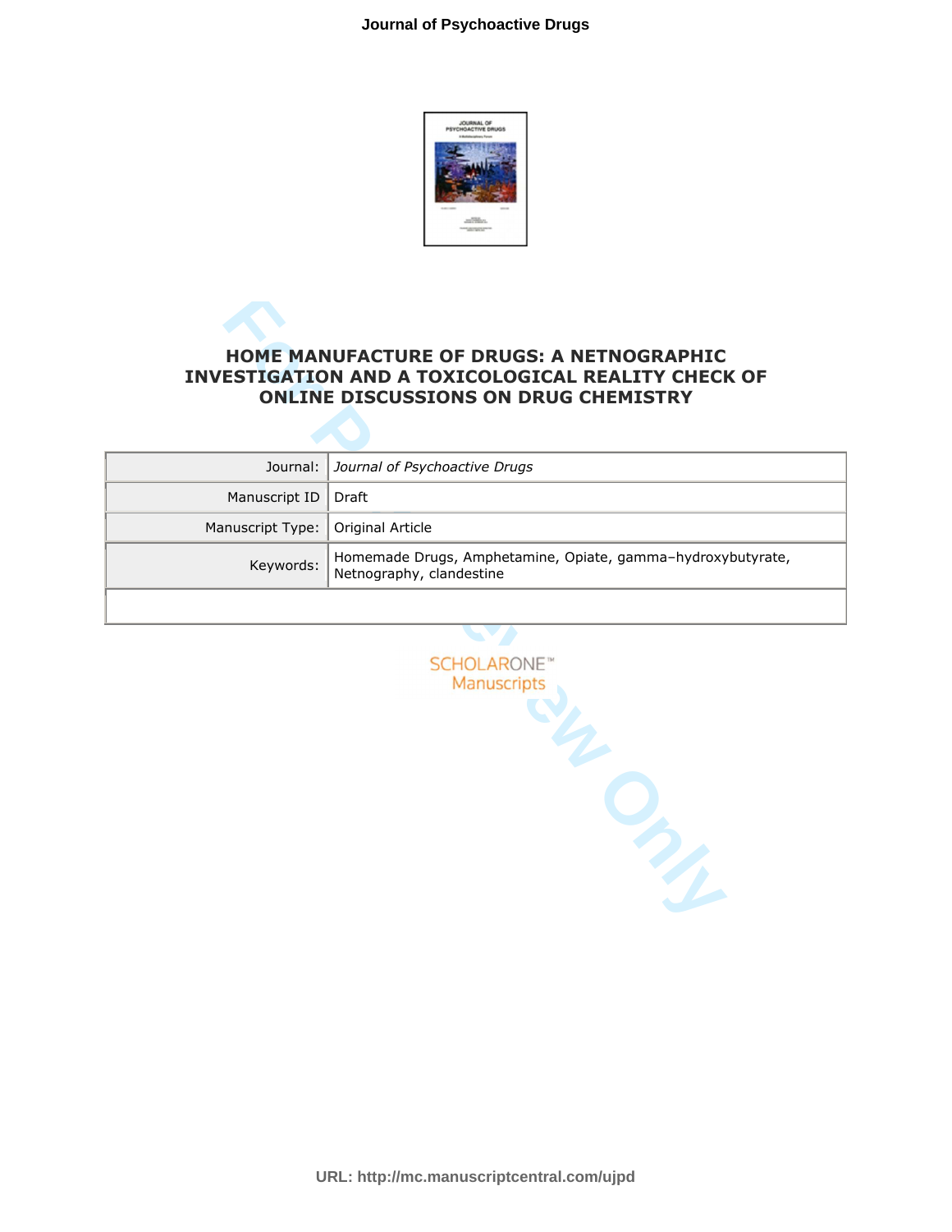# HOME MANUFACTURE OF DRUGS: A NETNOGRAPHIC INVESTIGATION AND A TOXICOLOGICAL REALITY CHECK OF ONLINE DISCUSSIONS ON DRUG CHEMISTRY

| Journal: | *Journal of Psychoactive Drugs* |
|---|---|
| Manuscript ID | Draft |
| Manuscript Type: | Original Article |
| Keywords: | Homemade Drugs, Amphetamine, Opiate, gamma–hydroxybutyrate, Netnography, clandestine |

SCHOLARONE™ Manuscripts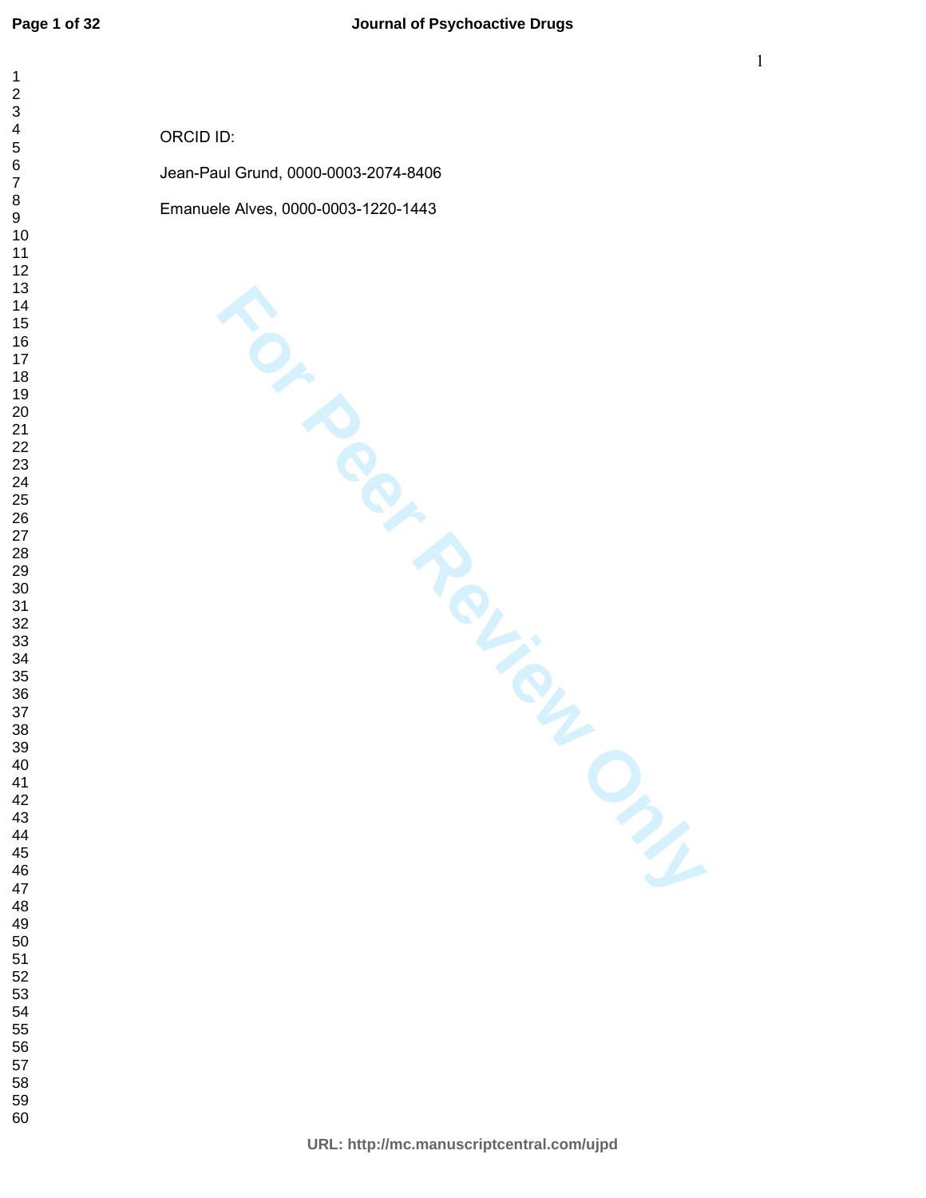ORCID ID:

Jean-Paul Grund, 0000-0003-2074-8406

Emanuele Alves, 0000-0003-1220-1443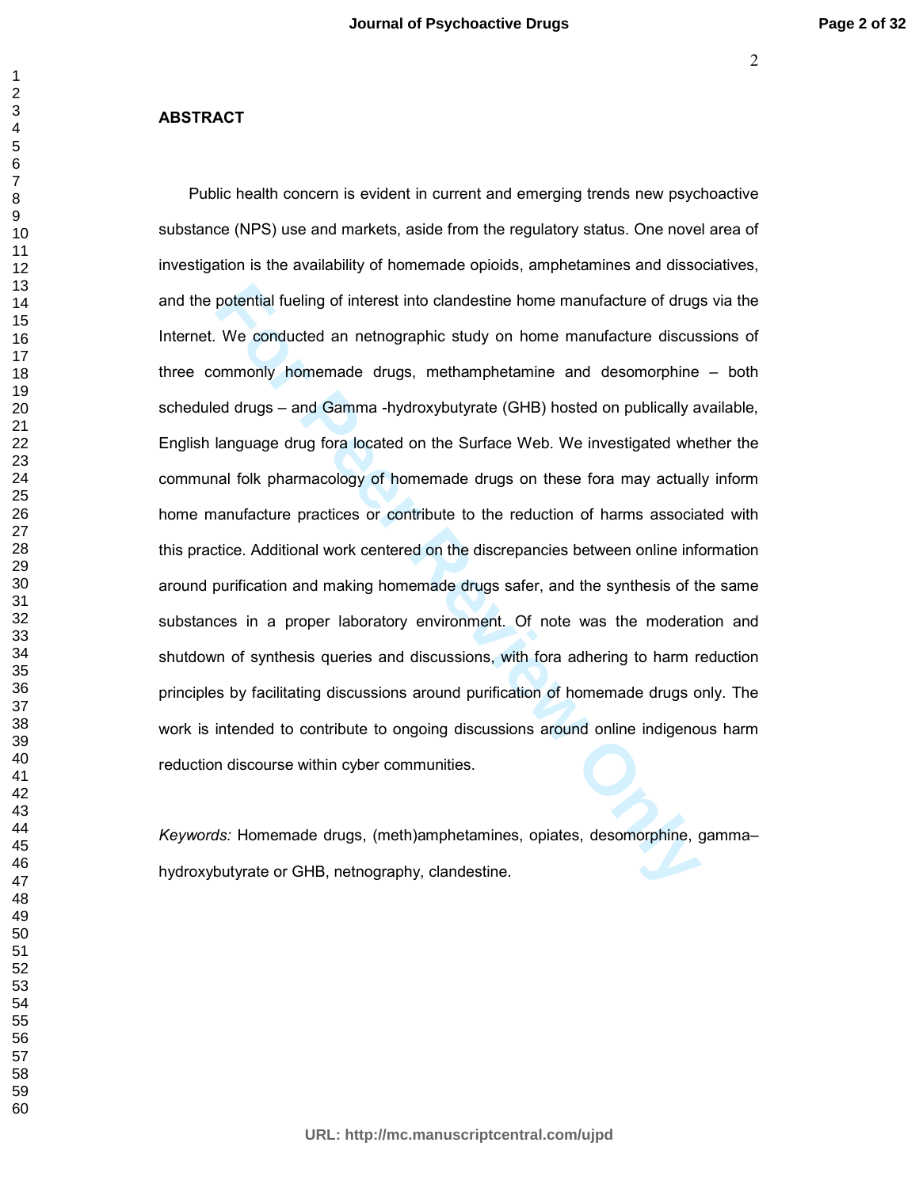## ABSTRACT

Public health concern is evident in current and emerging trends new psychoactive substance (NPS) use and markets, aside from the regulatory status. One novel area of investigation is the availability of homemade opioids, amphetamines and dissociatives, and the potential fueling of interest into clandestine home manufacture of drugs via the Internet. We conducted an netnographic study on home manufacture discussions of three commonly homemade drugs, methamphetamine and desomorphine – both scheduled drugs – and Gamma -hydroxybutyrate (GHB) hosted on publically available, English language drug fora located on the Surface Web. We investigated whether the communal folk pharmacology of homemade drugs on these fora may actually inform home manufacture practices or contribute to the reduction of harms associated with this practice. Additional work centered on the discrepancies between online information around purification and making homemade drugs safer, and the synthesis of the same substances in a proper laboratory environment. Of note was the moderation and shutdown of synthesis queries and discussions, with fora adhering to harm reduction principles by facilitating discussions around purification of homemade drugs only. The work is intended to contribute to ongoing discussions around online indigenous harm reduction discourse within cyber communities.

*Keywords:* Homemade drugs, (meth)amphetamines, opiates, desomorphine, gamma–hydroxybutyrate or GHB, netnography, clandestine.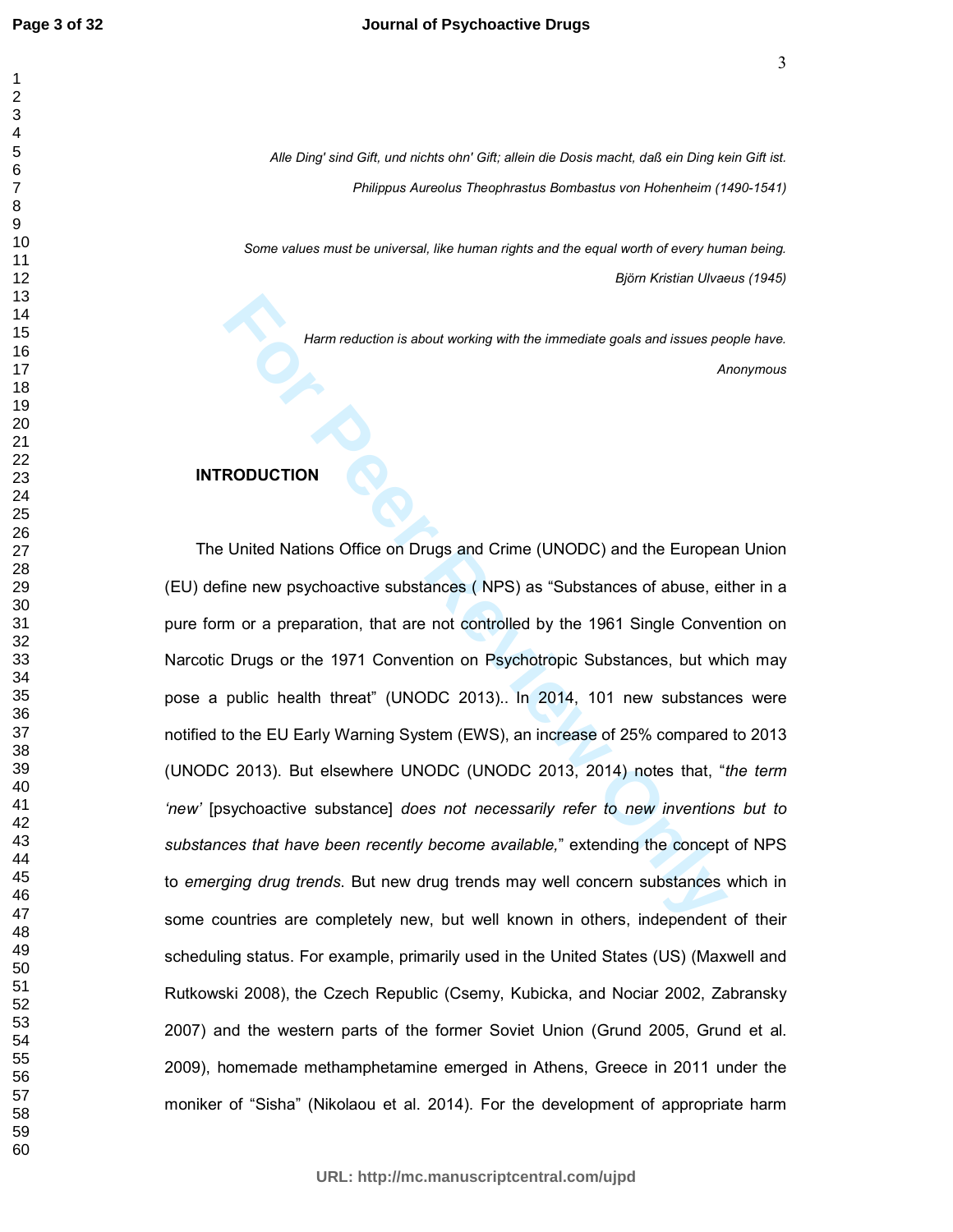*Alle Ding' sind Gift, und nichts ohn' Gift; allein die Dosis macht, daß ein Ding kein Gift ist.*

*Philippus Aureolus Theophrastus Bombastus von Hohenheim (1490-1541)*

*Some values must be universal, like human rights and the equal worth of every human being.*

*Björn Kristian Ulvaeus (1945)*

*Harm reduction is about working with the immediate goals and issues people have.*

*Anonymous*

## INTRODUCTION

The United Nations Office on Drugs and Crime (UNODC) and the European Union (EU) define new psychoactive substances ( NPS) as "Substances of abuse, either in a pure form or a preparation, that are not controlled by the 1961 Single Convention on Narcotic Drugs or the 1971 Convention on Psychotropic Substances, but which may pose a public health threat" (UNODC 2013).. In 2014, 101 new substances were notified to the EU Early Warning System (EWS), an increase of 25% compared to 2013 (UNODC 2013). But elsewhere UNODC (UNODC 2013, 2014) notes that, "*the term 'new'* [psychoactive substance] *does not necessarily refer to new inventions but to substances that have been recently become available,*" extending the concept of NPS to *emerging drug trends*. But new drug trends may well concern substances which in some countries are completely new, but well known in others, independent of their scheduling status. For example, primarily used in the United States (US) (Maxwell and Rutkowski 2008), the Czech Republic (Csemy, Kubicka, and Nociar 2002, Zabransky 2007) and the western parts of the former Soviet Union (Grund 2005, Grund et al. 2009), homemade methamphetamine emerged in Athens, Greece in 2011 under the moniker of "Sisha" (Nikolaou et al. 2014). For the development of appropriate harm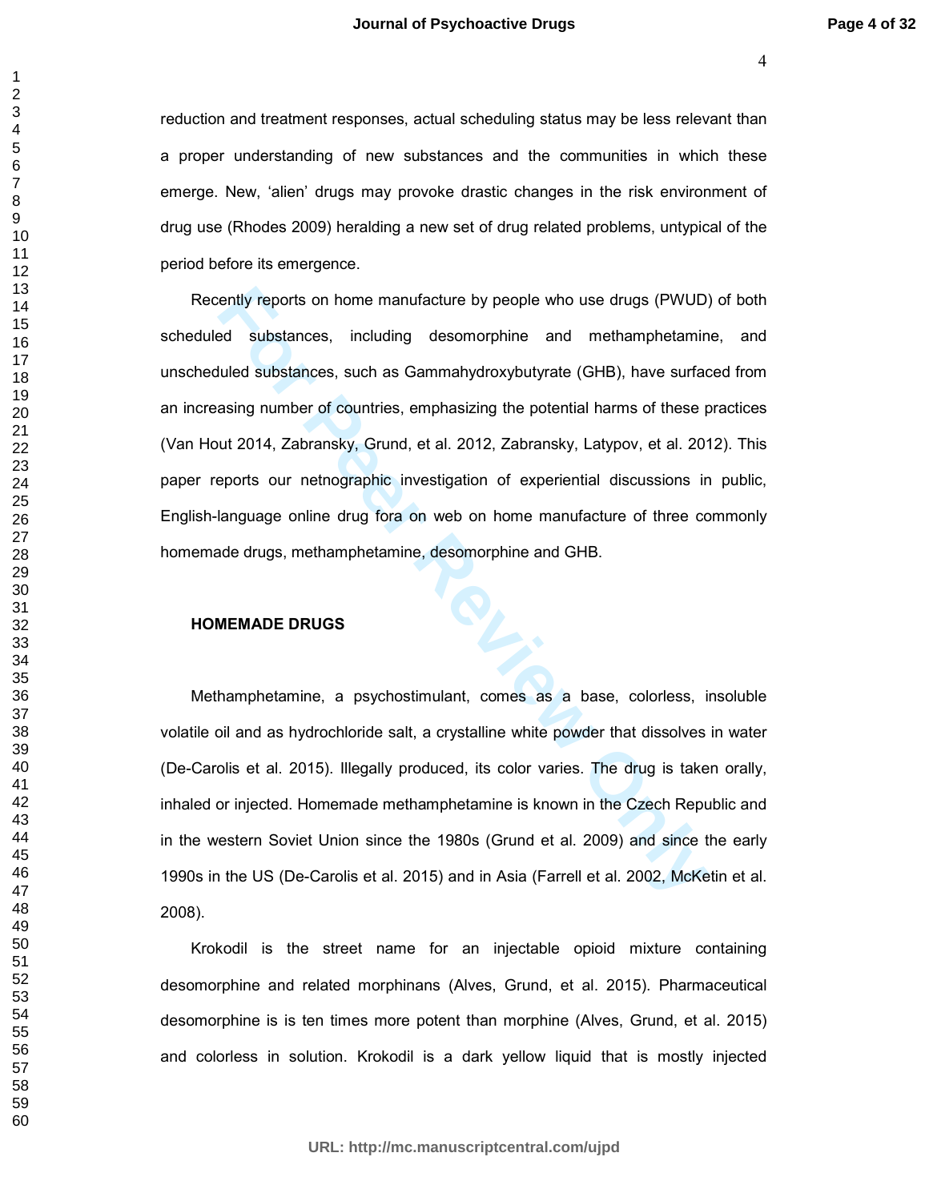reduction and treatment responses, actual scheduling status may be less relevant than a proper understanding of new substances and the communities in which these emerge. New, 'alien' drugs may provoke drastic changes in the risk environment of drug use (Rhodes 2009) heralding a new set of drug related problems, untypical of the period before its emergence.

Recently reports on home manufacture by people who use drugs (PWUD) of both scheduled substances, including desomorphine and methamphetamine, and unscheduled substances, such as Gammahydroxybutyrate (GHB), have surfaced from an increasing number of countries, emphasizing the potential harms of these practices (Van Hout 2014, Zabransky, Grund, et al. 2012, Zabransky, Latypov, et al. 2012). This paper reports our netnographic investigation of experiential discussions in public, English-language online drug fora on web on home manufacture of three commonly homemade drugs, methamphetamine, desomorphine and GHB.

## HOMEMADE DRUGS

Methamphetamine, a psychostimulant, comes as a base, colorless, insoluble volatile oil and as hydrochloride salt, a crystalline white powder that dissolves in water (De-Carolis et al. 2015). Illegally produced, its color varies. The drug is taken orally, inhaled or injected. Homemade methamphetamine is known in the Czech Republic and in the western Soviet Union since the 1980s (Grund et al. 2009) and since the early 1990s in the US (De-Carolis et al. 2015) and in Asia (Farrell et al. 2002, McKetin et al. 2008).

Krokodil is the street name for an injectable opioid mixture containing desomorphine and related morphinans (Alves, Grund, et al. 2015). Pharmaceutical desomorphine is is ten times more potent than morphine (Alves, Grund, et al. 2015) and colorless in solution. Krokodil is a dark yellow liquid that is mostly injected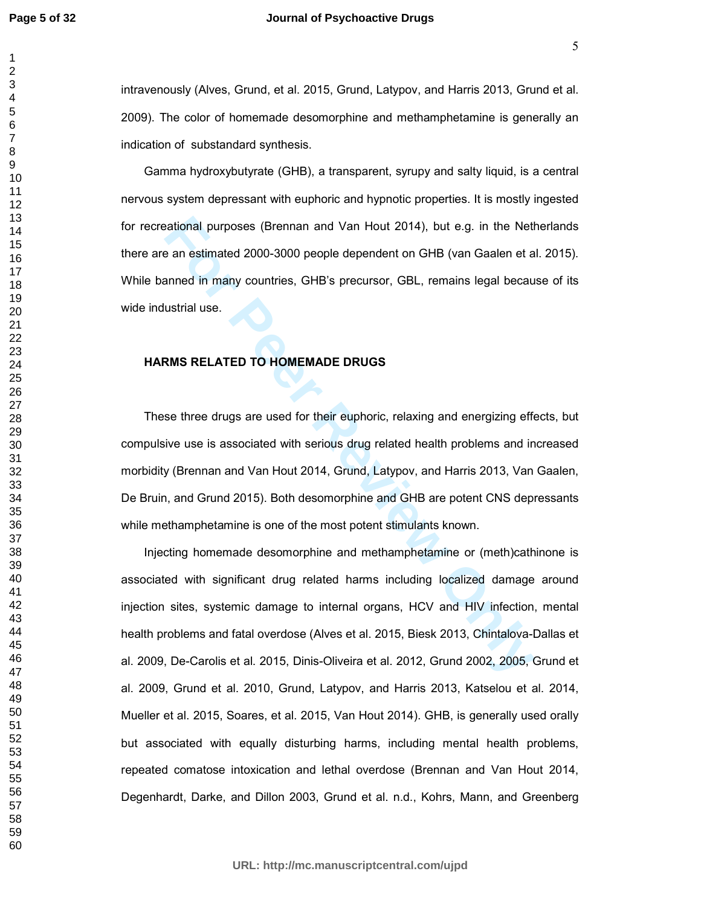intravenously (Alves, Grund, et al. 2015, Grund, Latypov, and Harris 2013, Grund et al. 2009). The color of homemade desomorphine and methamphetamine is generally an indication of substandard synthesis.

Gamma hydroxybutyrate (GHB), a transparent, syrupy and salty liquid, is a central nervous system depressant with euphoric and hypnotic properties. It is mostly ingested for recreational purposes (Brennan and Van Hout 2014), but e.g. in the Netherlands there are an estimated 2000-3000 people dependent on GHB (van Gaalen et al. 2015). While banned in many countries, GHB's precursor, GBL, remains legal because of its wide industrial use.

## HARMS RELATED TO HOMEMADE DRUGS

These three drugs are used for their euphoric, relaxing and energizing effects, but compulsive use is associated with serious drug related health problems and increased morbidity (Brennan and Van Hout 2014, Grund, Latypov, and Harris 2013, Van Gaalen, De Bruin, and Grund 2015). Both desomorphine and GHB are potent CNS depressants while methamphetamine is one of the most potent stimulants known.

Injecting homemade desomorphine and methamphetamine or (meth)cathinone is associated with significant drug related harms including localized damage around injection sites, systemic damage to internal organs, HCV and HIV infection, mental health problems and fatal overdose (Alves et al. 2015, Biesk 2013, Chintalova-Dallas et al. 2009, De-Carolis et al. 2015, Dinis-Oliveira et al. 2012, Grund 2002, 2005, Grund et al. 2009, Grund et al. 2010, Grund, Latypov, and Harris 2013, Katselou et al. 2014, Mueller et al. 2015, Soares, et al. 2015, Van Hout 2014). GHB, is generally used orally but associated with equally disturbing harms, including mental health problems, repeated comatose intoxication and lethal overdose (Brennan and Van Hout 2014, Degenhardt, Darke, and Dillon 2003, Grund et al. n.d., Kohrs, Mann, and Greenberg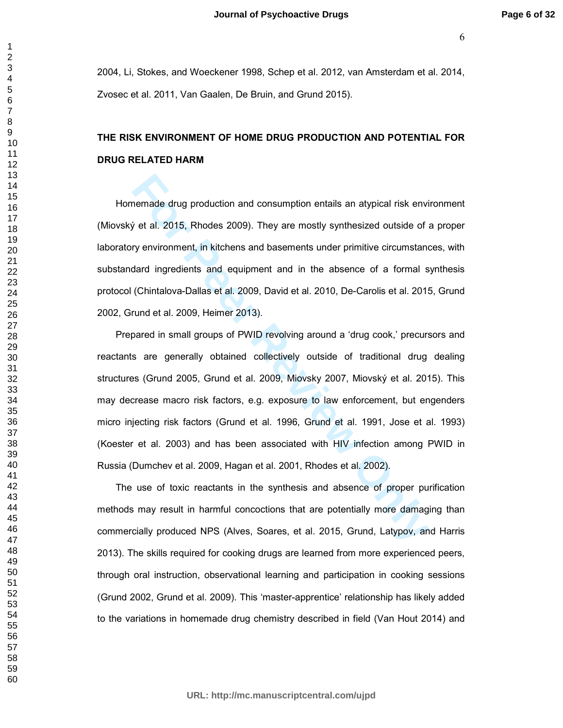2004, Li, Stokes, and Woeckener 1998, Schep et al. 2012, van Amsterdam et al. 2014, Zvosec et al. 2011, Van Gaalen, De Bruin, and Grund 2015).

## THE RISK ENVIRONMENT OF HOME DRUG PRODUCTION AND POTENTIAL FOR DRUG RELATED HARM

Homemade drug production and consumption entails an atypical risk environment (Miovský et al. 2015, Rhodes 2009). They are mostly synthesized outside of a proper laboratory environment, in kitchens and basements under primitive circumstances, with substandard ingredients and equipment and in the absence of a formal synthesis protocol (Chintalova-Dallas et al. 2009, David et al. 2010, De-Carolis et al. 2015, Grund 2002, Grund et al. 2009, Heimer 2013).

Prepared in small groups of PWID revolving around a 'drug cook,' precursors and reactants are generally obtained collectively outside of traditional drug dealing structures (Grund 2005, Grund et al. 2009, Miovsky 2007, Miovský et al. 2015). This may decrease macro risk factors, e.g. exposure to law enforcement, but engenders micro injecting risk factors (Grund et al. 1996, Grund et al. 1991, Jose et al. 1993) (Koester et al. 2003) and has been associated with HIV infection among PWID in Russia (Dumchev et al. 2009, Hagan et al. 2001, Rhodes et al. 2002).

The use of toxic reactants in the synthesis and absence of proper purification methods may result in harmful concoctions that are potentially more damaging than commercially produced NPS (Alves, Soares, et al. 2015, Grund, Latypov, and Harris 2013). The skills required for cooking drugs are learned from more experienced peers, through oral instruction, observational learning and participation in cooking sessions (Grund 2002, Grund et al. 2009). This 'master-apprentice' relationship has likely added to the variations in homemade drug chemistry described in field (Van Hout 2014) and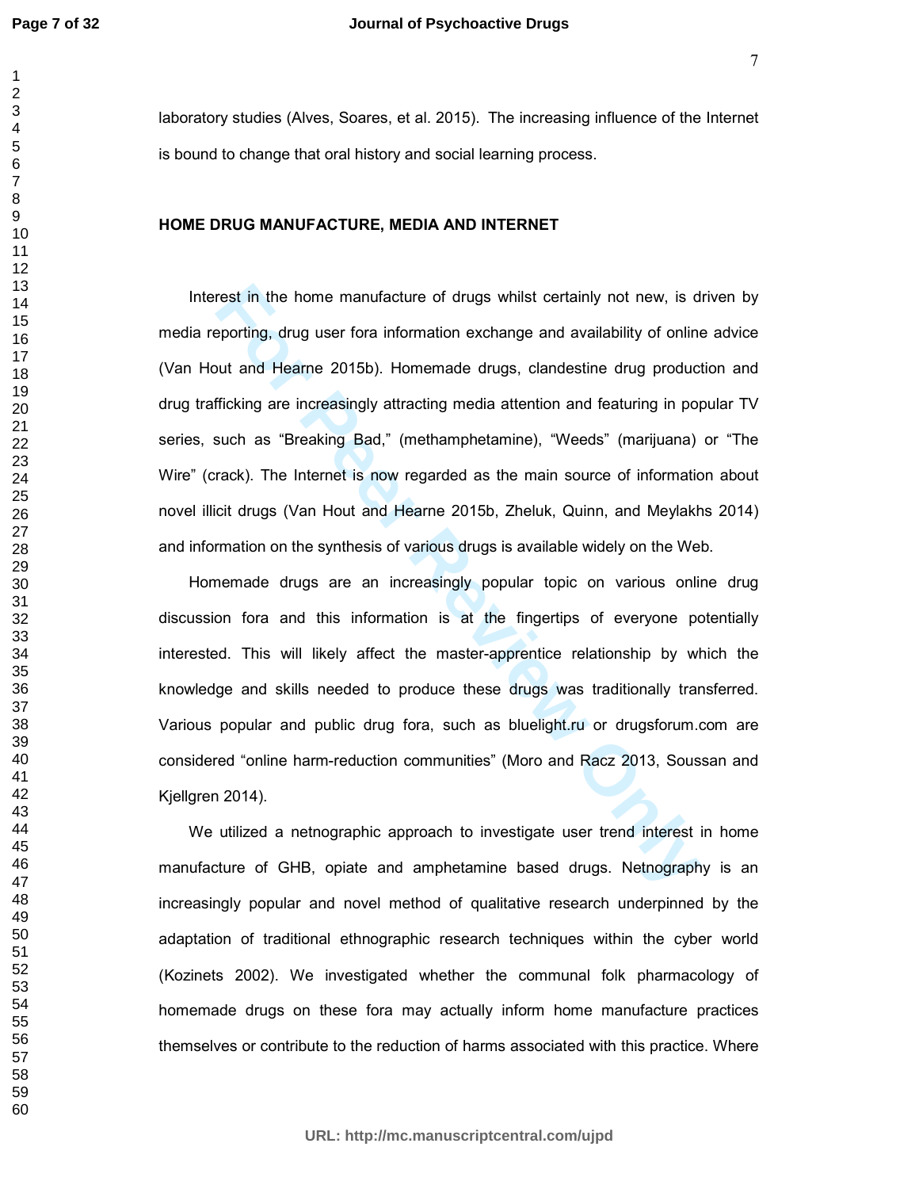laboratory studies (Alves, Soares, et al. 2015). The increasing influence of the Internet is bound to change that oral history and social learning process.

## HOME DRUG MANUFACTURE, MEDIA AND INTERNET

Interest in the home manufacture of drugs whilst certainly not new, is driven by media reporting, drug user fora information exchange and availability of online advice (Van Hout and Hearne 2015b). Homemade drugs, clandestine drug production and drug trafficking are increasingly attracting media attention and featuring in popular TV series, such as "Breaking Bad," (methamphetamine), "Weeds" (marijuana) or "The Wire" (crack). The Internet is now regarded as the main source of information about novel illicit drugs (Van Hout and Hearne 2015b, Zheluk, Quinn, and Meylakhs 2014) and information on the synthesis of various drugs is available widely on the Web.

Homemade drugs are an increasingly popular topic on various online drug discussion fora and this information is at the fingertips of everyone potentially interested. This will likely affect the master-apprentice relationship by which the knowledge and skills needed to produce these drugs was traditionally transferred. Various popular and public drug fora, such as bluelight.ru or drugsforum.com are considered "online harm-reduction communities" (Moro and Racz 2013, Soussan and Kjellgren 2014).

We utilized a netnographic approach to investigate user trend interest in home manufacture of GHB, opiate and amphetamine based drugs. Netnography is an increasingly popular and novel method of qualitative research underpinned by the adaptation of traditional ethnographic research techniques within the cyber world (Kozinets 2002). We investigated whether the communal folk pharmacology of homemade drugs on these fora may actually inform home manufacture practices themselves or contribute to the reduction of harms associated with this practice. Where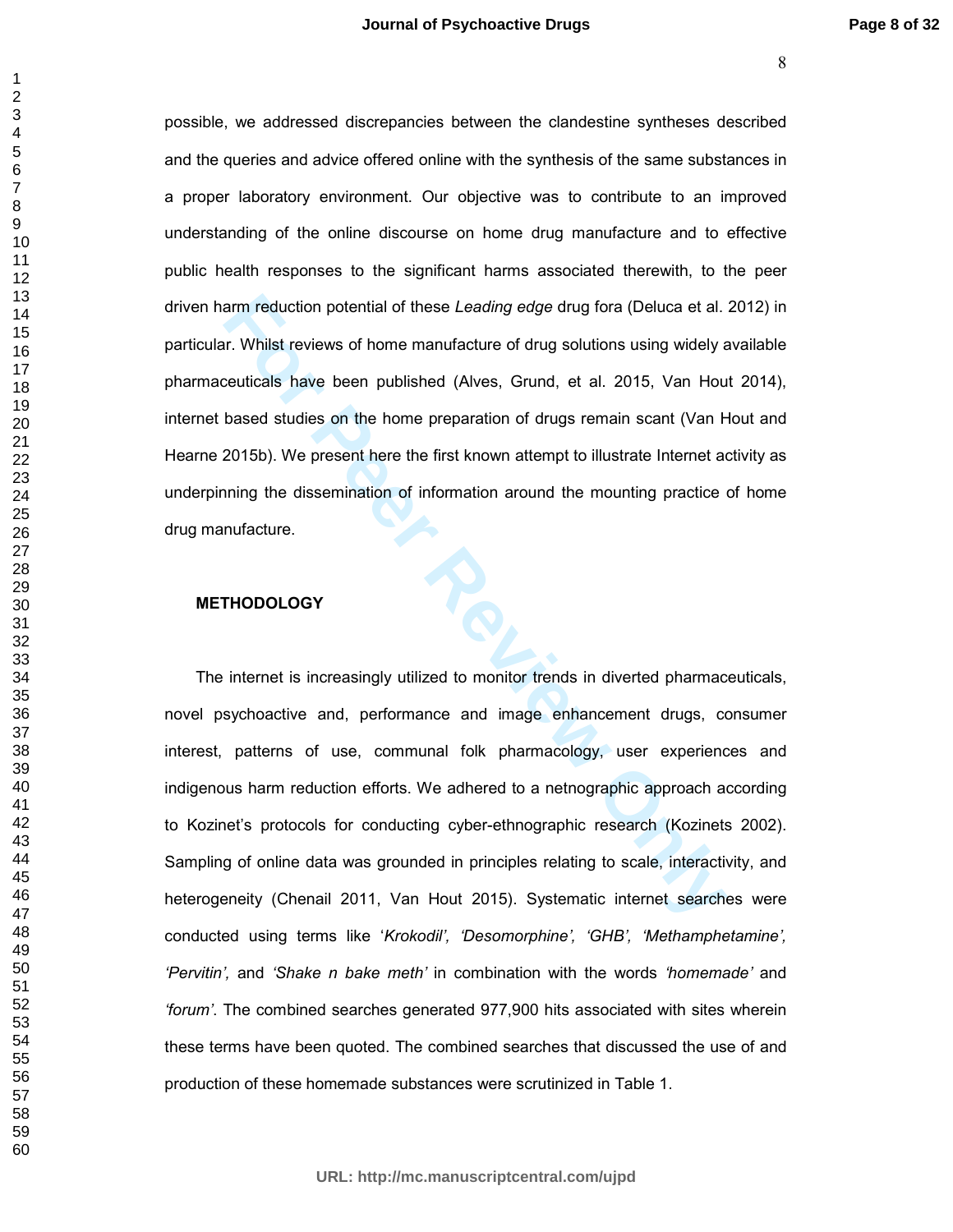possible, we addressed discrepancies between the clandestine syntheses described and the queries and advice offered online with the synthesis of the same substances in a proper laboratory environment. Our objective was to contribute to an improved understanding of the online discourse on home drug manufacture and to effective public health responses to the significant harms associated therewith, to the peer driven harm reduction potential of these *Leading edge* drug fora (Deluca et al. 2012) in particular. Whilst reviews of home manufacture of drug solutions using widely available pharmaceuticals have been published (Alves, Grund, et al. 2015, Van Hout 2014), internet based studies on the home preparation of drugs remain scant (Van Hout and Hearne 2015b). We present here the first known attempt to illustrate Internet activity as underpinning the dissemination of information around the mounting practice of home drug manufacture.

## METHODOLOGY

The internet is increasingly utilized to monitor trends in diverted pharmaceuticals, novel psychoactive and, performance and image enhancement drugs, consumer interest, patterns of use, communal folk pharmacology, user experiences and indigenous harm reduction efforts. We adhered to a netnographic approach according to Kozinet's protocols for conducting cyber-ethnographic research (Kozinets 2002). Sampling of online data was grounded in principles relating to scale, interactivity, and heterogeneity (Chenail 2011, Van Hout 2015). Systematic internet searches were conducted using terms like '*Krokodil', 'Desomorphine', 'GHB', 'Methamphetamine', 'Pervitin',* and *'Shake n bake meth'* in combination with the words *'homemade'* and *'forum'*. The combined searches generated 977,900 hits associated with sites wherein these terms have been quoted. The combined searches that discussed the use of and production of these homemade substances were scrutinized in Table 1.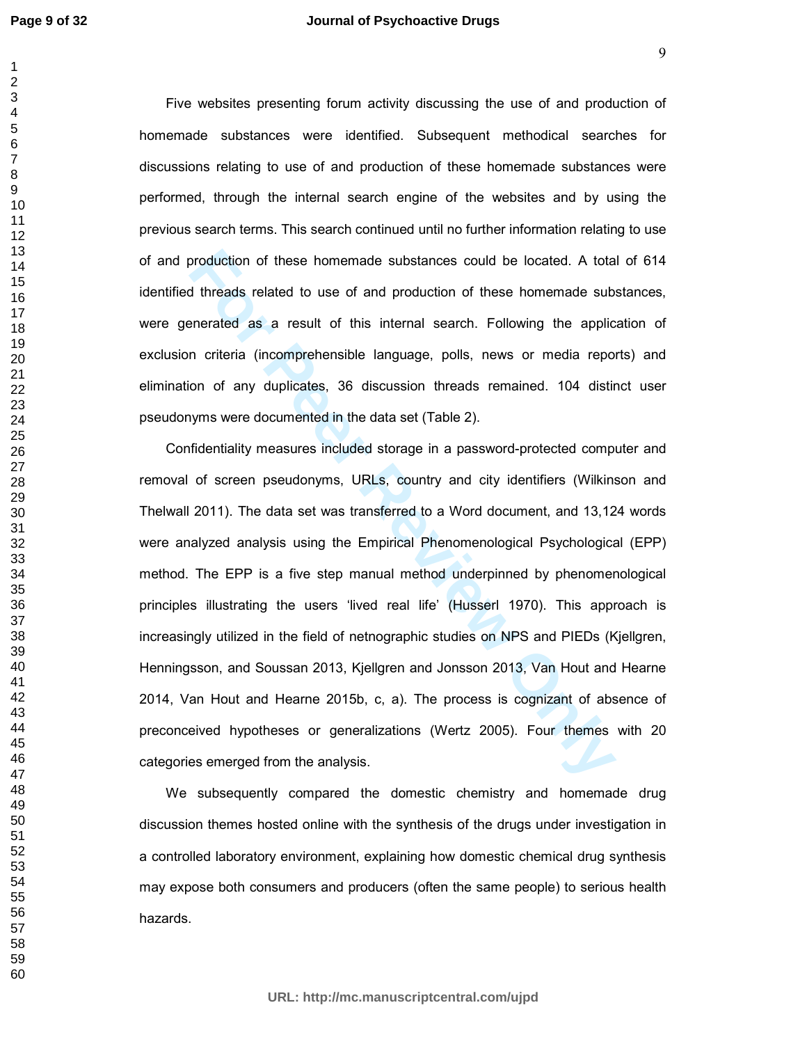Five websites presenting forum activity discussing the use of and production of homemade substances were identified. Subsequent methodical searches for discussions relating to use of and production of these homemade substances were performed, through the internal search engine of the websites and by using the previous search terms. This search continued until no further information relating to use of and production of these homemade substances could be located. A total of 614 identified threads related to use of and production of these homemade substances, were generated as a result of this internal search. Following the application of exclusion criteria (incomprehensible language, polls, news or media reports) and elimination of any duplicates, 36 discussion threads remained. 104 distinct user pseudonyms were documented in the data set (Table 2).

Confidentiality measures included storage in a password-protected computer and removal of screen pseudonyms, URLs, country and city identifiers (Wilkinson and Thelwall 2011). The data set was transferred to a Word document, and 13,124 words were analyzed analysis using the Empirical Phenomenological Psychological (EPP) method. The EPP is a five step manual method underpinned by phenomenological principles illustrating the users 'lived real life' (Husserl 1970). This approach is increasingly utilized in the field of netnographic studies on NPS and PIEDs (Kjellgren, Henningsson, and Soussan 2013, Kjellgren and Jonsson 2013, Van Hout and Hearne 2014, Van Hout and Hearne 2015b, c, a). The process is cognizant of absence of preconceived hypotheses or generalizations (Wertz 2005). Four themes with 20 categories emerged from the analysis.

We subsequently compared the domestic chemistry and homemade drug discussion themes hosted online with the synthesis of the drugs under investigation in a controlled laboratory environment, explaining how domestic chemical drug synthesis may expose both consumers and producers (often the same people) to serious health hazards.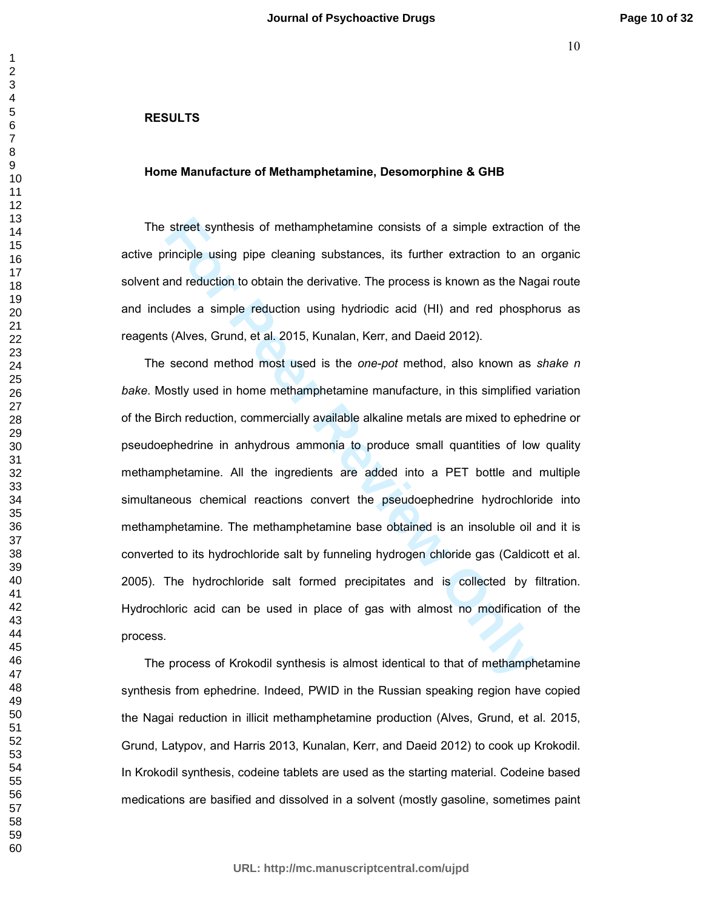## RESULTS

### Home Manufacture of Methamphetamine, Desomorphine & GHB

The street synthesis of methamphetamine consists of a simple extraction of the active principle using pipe cleaning substances, its further extraction to an organic solvent and reduction to obtain the derivative. The process is known as the Nagai route and includes a simple reduction using hydriodic acid (HI) and red phosphorus as reagents (Alves, Grund, et al. 2015, Kunalan, Kerr, and Daeid 2012).

The second method most used is the *one-pot* method, also known as *shake n bake*. Mostly used in home methamphetamine manufacture, in this simplified variation of the Birch reduction, commercially available alkaline metals are mixed to ephedrine or pseudoephedrine in anhydrous ammonia to produce small quantities of low quality methamphetamine. All the ingredients are added into a PET bottle and multiple simultaneous chemical reactions convert the pseudoephedrine hydrochloride into methamphetamine. The methamphetamine base obtained is an insoluble oil and it is converted to its hydrochloride salt by funneling hydrogen chloride gas (Caldicott et al. 2005). The hydrochloride salt formed precipitates and is collected by filtration. Hydrochloric acid can be used in place of gas with almost no modification of the process.

The process of Krokodil synthesis is almost identical to that of methamphetamine synthesis from ephedrine. Indeed, PWID in the Russian speaking region have copied the Nagai reduction in illicit methamphetamine production (Alves, Grund, et al. 2015, Grund, Latypov, and Harris 2013, Kunalan, Kerr, and Daeid 2012) to cook up Krokodil. In Krokodil synthesis, codeine tablets are used as the starting material. Codeine based medications are basified and dissolved in a solvent (mostly gasoline, sometimes paint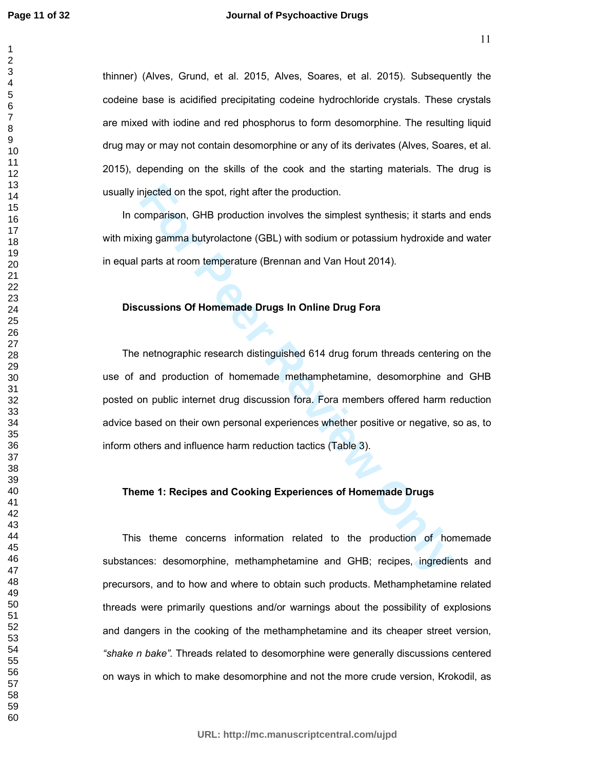thinner) (Alves, Grund, et al. 2015, Alves, Soares, et al. 2015). Subsequently the codeine base is acidified precipitating codeine hydrochloride crystals. These crystals are mixed with iodine and red phosphorus to form desomorphine. The resulting liquid drug may or may not contain desomorphine or any of its derivates (Alves, Soares, et al. 2015), depending on the skills of the cook and the starting materials. The drug is usually injected on the spot, right after the production.

In comparison, GHB production involves the simplest synthesis; it starts and ends with mixing gamma butyrolactone (GBL) with sodium or potassium hydroxide and water in equal parts at room temperature (Brennan and Van Hout 2014).

## Discussions Of Homemade Drugs In Online Drug Fora

The netnographic research distinguished 614 drug forum threads centering on the use of and production of homemade methamphetamine, desomorphine and GHB posted on public internet drug discussion fora. Fora members offered harm reduction advice based on their own personal experiences whether positive or negative, so as, to inform others and influence harm reduction tactics (Table 3).

### Theme 1: Recipes and Cooking Experiences of Homemade Drugs

This theme concerns information related to the production of homemade substances: desomorphine, methamphetamine and GHB; recipes, ingredients and precursors, and to how and where to obtain such products. Methamphetamine related threads were primarily questions and/or warnings about the possibility of explosions and dangers in the cooking of the methamphetamine and its cheaper street version, *"shake n bake"*. Threads related to desomorphine were generally discussions centered on ways in which to make desomorphine and not the more crude version, Krokodil, as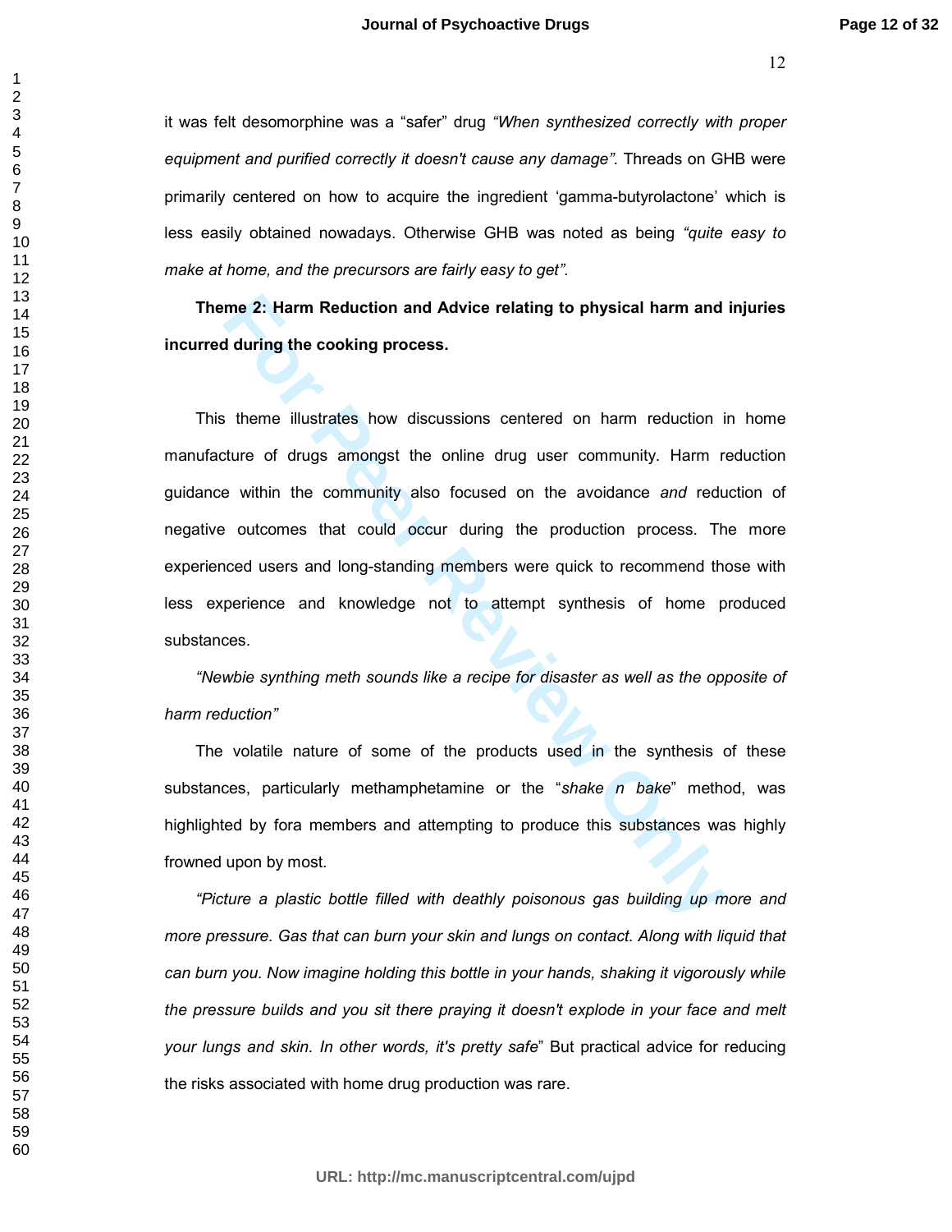it was felt desomorphine was a "safer" drug *"When synthesized correctly with proper equipment and purified correctly it doesn't cause any damage"*. Threads on GHB were primarily centered on how to acquire the ingredient 'gamma-butyrolactone' which is less easily obtained nowadays. Otherwise GHB was noted as being *"quite easy to make at home, and the precursors are fairly easy to get"*.

**Theme 2: Harm Reduction and Advice relating to physical harm and injuries incurred during the cooking process.**

This theme illustrates how discussions centered on harm reduction in home manufacture of drugs amongst the online drug user community. Harm reduction guidance within the community also focused on the avoidance *and* reduction of negative outcomes that could occur during the production process. The more experienced users and long-standing members were quick to recommend those with less experience and knowledge not to attempt synthesis of home produced substances.

*"Newbie synthing meth sounds like a recipe for disaster as well as the opposite of harm reduction"*

The volatile nature of some of the products used in the synthesis of these substances, particularly methamphetamine or the "*shake n bake*" method, was highlighted by fora members and attempting to produce this substances was highly frowned upon by most.

*"Picture a plastic bottle filled with deathly poisonous gas building up more and more pressure. Gas that can burn your skin and lungs on contact. Along with liquid that can burn you. Now imagine holding this bottle in your hands, shaking it vigorously while the pressure builds and you sit there praying it doesn't explode in your face and melt your lungs and skin. In other words, it's pretty safe*" But practical advice for reducing the risks associated with home drug production was rare.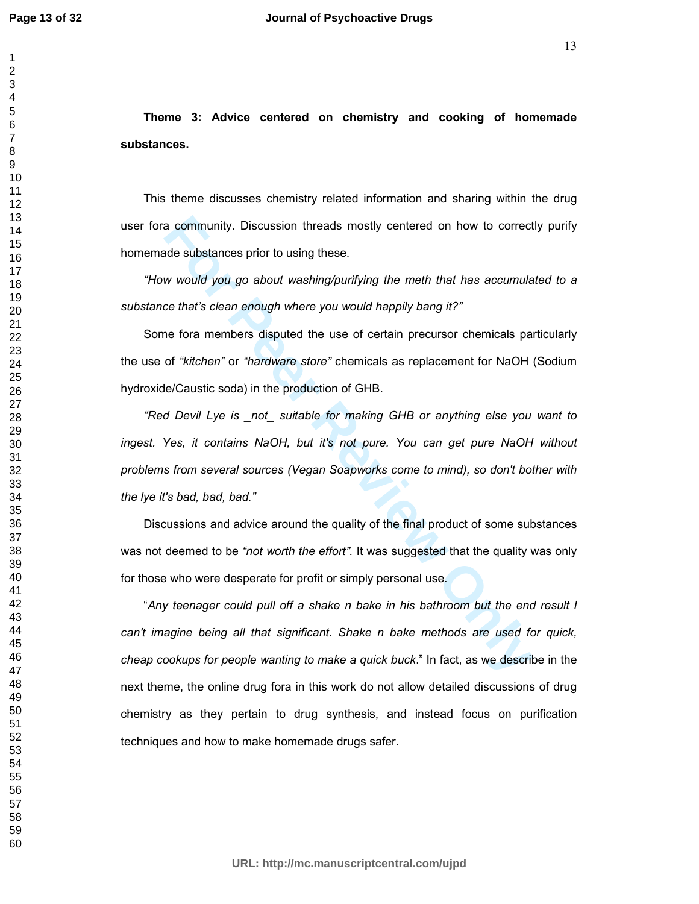**Theme 3: Advice centered on chemistry and cooking of homemade substances.**

This theme discusses chemistry related information and sharing within the drug user fora community. Discussion threads mostly centered on how to correctly purify homemade substances prior to using these.

*"How would you go about washing/purifying the meth that has accumulated to a substance that's clean enough where you would happily bang it?"*

Some fora members disputed the use of certain precursor chemicals particularly the use of *"kitchen"* or *"hardware store"* chemicals as replacement for NaOH (Sodium hydroxide/Caustic soda) in the production of GHB.

*"Red Devil Lye is _not_ suitable for making GHB or anything else you want to ingest. Yes, it contains NaOH, but it's not pure. You can get pure NaOH without problems from several sources (Vegan Soapworks come to mind), so don't bother with the lye it's bad, bad, bad."*

Discussions and advice around the quality of the final product of some substances was not deemed to be *"not worth the effort"*. It was suggested that the quality was only for those who were desperate for profit or simply personal use.

"*Any teenager could pull off a shake n bake in his bathroom but the end result I can't imagine being all that significant. Shake n bake methods are used for quick, cheap cookups for people wanting to make a quick buck*." In fact, as we describe in the next theme, the online drug fora in this work do not allow detailed discussions of drug chemistry as they pertain to drug synthesis, and instead focus on purification techniques and how to make homemade drugs safer.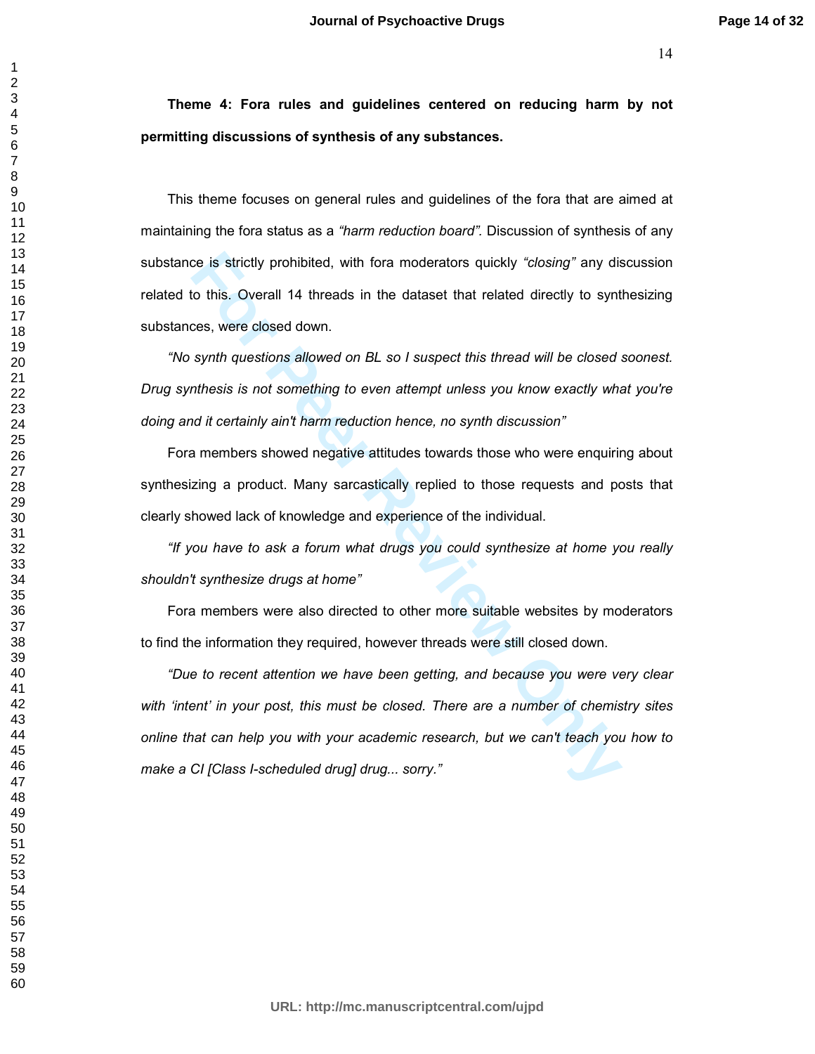**Theme 4: Fora rules and guidelines centered on reducing harm by not permitting discussions of synthesis of any substances.**

This theme focuses on general rules and guidelines of the fora that are aimed at maintaining the fora status as a *"harm reduction board".* Discussion of synthesis of any substance is strictly prohibited, with fora moderators quickly *"closing"* any discussion related to this. Overall 14 threads in the dataset that related directly to synthesizing substances, were closed down.

*"No synth questions allowed on BL so I suspect this thread will be closed soonest. Drug synthesis is not something to even attempt unless you know exactly what you're doing and it certainly ain't harm reduction hence, no synth discussion"*

Fora members showed negative attitudes towards those who were enquiring about synthesizing a product. Many sarcastically replied to those requests and posts that clearly showed lack of knowledge and experience of the individual.

*"If you have to ask a forum what drugs you could synthesize at home you really shouldn't synthesize drugs at home"*

Fora members were also directed to other more suitable websites by moderators to find the information they required, however threads were still closed down.

*"Due to recent attention we have been getting, and because you were very clear with 'intent' in your post, this must be closed. There are a number of chemistry sites online that can help you with your academic research, but we can't teach you how to make a CI [Class I-scheduled drug] drug... sorry."*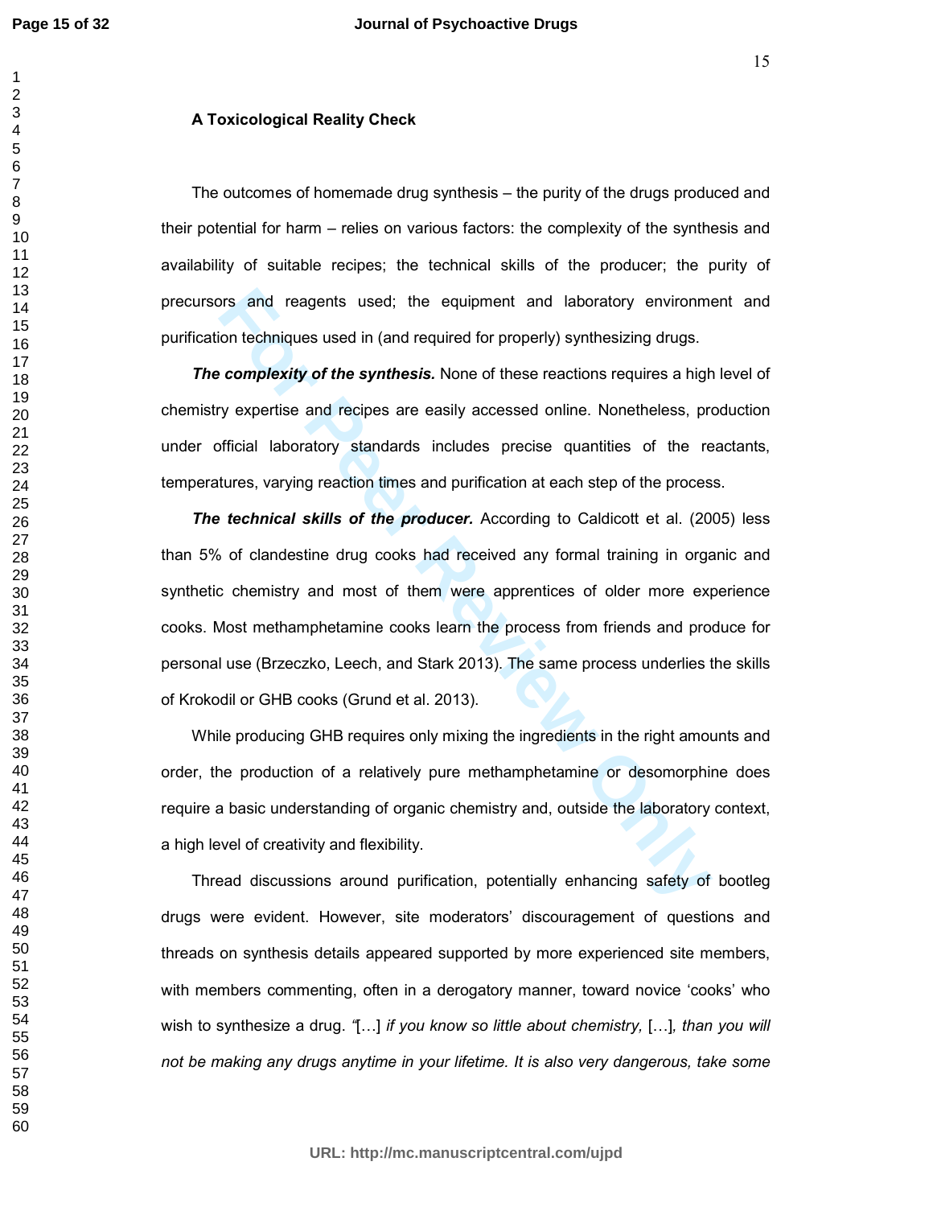**A Toxicological Reality Check**

The outcomes of homemade drug synthesis – the purity of the drugs produced and their potential for harm – relies on various factors: the complexity of the synthesis and availability of suitable recipes; the technical skills of the producer; the purity of precursors and reagents used; the equipment and laboratory environment and purification techniques used in (and required for properly) synthesizing drugs.

***The complexity of the synthesis.*** None of these reactions requires a high level of chemistry expertise and recipes are easily accessed online. Nonetheless, production under official laboratory standards includes precise quantities of the reactants, temperatures, varying reaction times and purification at each step of the process.

***The technical skills of the producer.*** According to Caldicott et al. (2005) less than 5% of clandestine drug cooks had received any formal training in organic and synthetic chemistry and most of them were apprentices of older more experience cooks. Most methamphetamine cooks learn the process from friends and produce for personal use (Brzeczko, Leech, and Stark 2013). The same process underlies the skills of Krokodil or GHB cooks (Grund et al. 2013).

While producing GHB requires only mixing the ingredients in the right amounts and order, the production of a relatively pure methamphetamine or desomorphine does require a basic understanding of organic chemistry and, outside the laboratory context, a high level of creativity and flexibility.

Thread discussions around purification, potentially enhancing safety of bootleg drugs were evident. However, site moderators' discouragement of questions and threads on synthesis details appeared supported by more experienced site members, with members commenting, often in a derogatory manner, toward novice 'cooks' who wish to synthesize a drug. "[…] *if you know so little about chemistry,* […]*, than you will not be making any drugs anytime in your lifetime. It is also very dangerous, take some*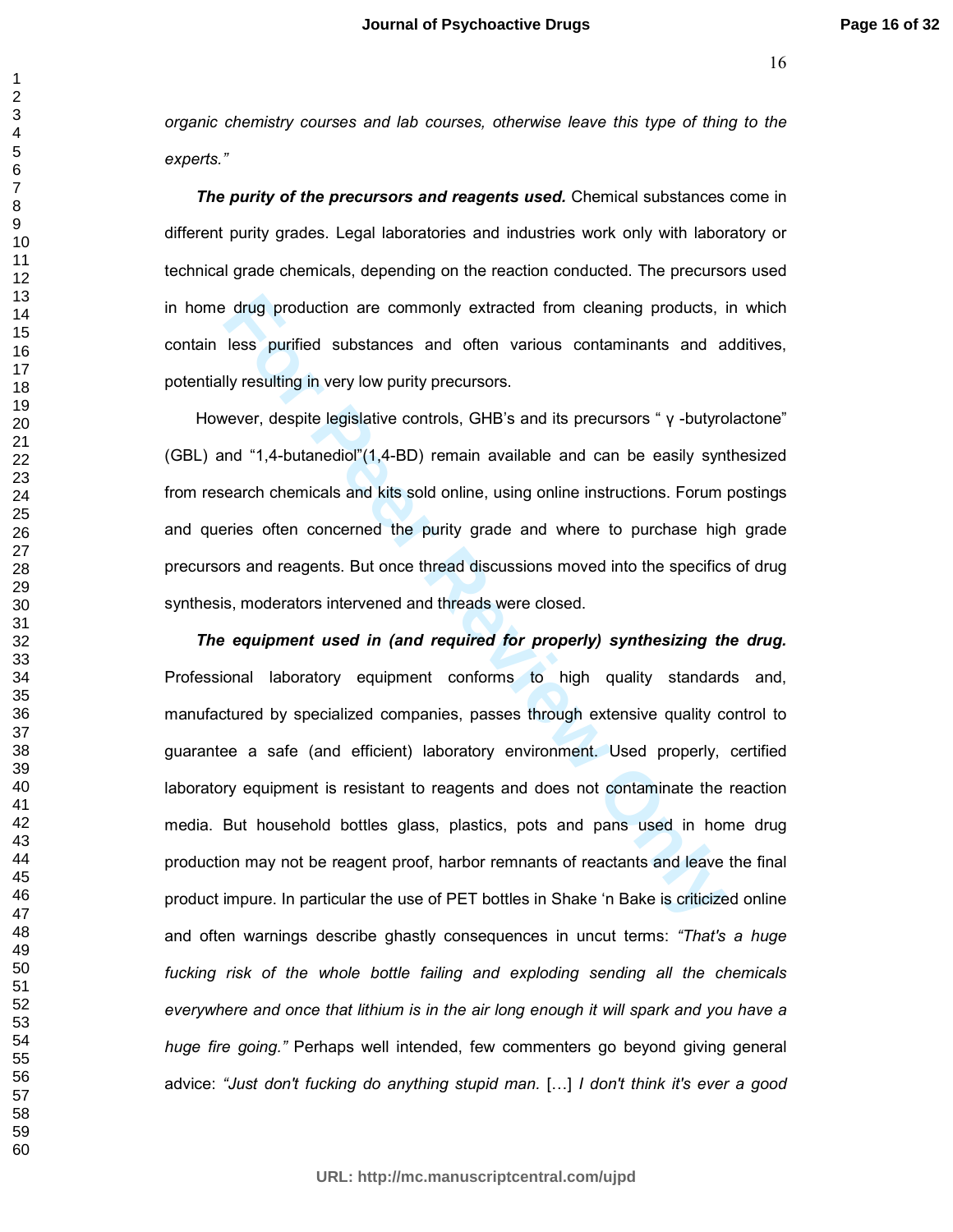*organic chemistry courses and lab courses, otherwise leave this type of thing to the experts."*

***The purity of the precursors and reagents used.*** Chemical substances come in different purity grades. Legal laboratories and industries work only with laboratory or technical grade chemicals, depending on the reaction conducted. The precursors used in home drug production are commonly extracted from cleaning products, in which contain less purified substances and often various contaminants and additives, potentially resulting in very low purity precursors.

However, despite legislative controls, GHB's and its precursors " γ -butyrolactone" (GBL) and "1,4-butanediol"(1,4-BD) remain available and can be easily synthesized from research chemicals and kits sold online, using online instructions. Forum postings and queries often concerned the purity grade and where to purchase high grade precursors and reagents. But once thread discussions moved into the specifics of drug synthesis, moderators intervened and threads were closed.

***The equipment used in (and required for properly) synthesizing the drug.*** Professional laboratory equipment conforms to high quality standards and, manufactured by specialized companies, passes through extensive quality control to guarantee a safe (and efficient) laboratory environment. Used properly, certified laboratory equipment is resistant to reagents and does not contaminate the reaction media. But household bottles glass, plastics, pots and pans used in home drug production may not be reagent proof, harbor remnants of reactants and leave the final product impure. In particular the use of PET bottles in Shake 'n Bake is criticized online and often warnings describe ghastly consequences in uncut terms: *"That's a huge fucking risk of the whole bottle failing and exploding sending all the chemicals everywhere and once that lithium is in the air long enough it will spark and you have a huge fire going."* Perhaps well intended, few commenters go beyond giving general advice: *"Just don't fucking do anything stupid man.* […] *I don't think it's ever a good*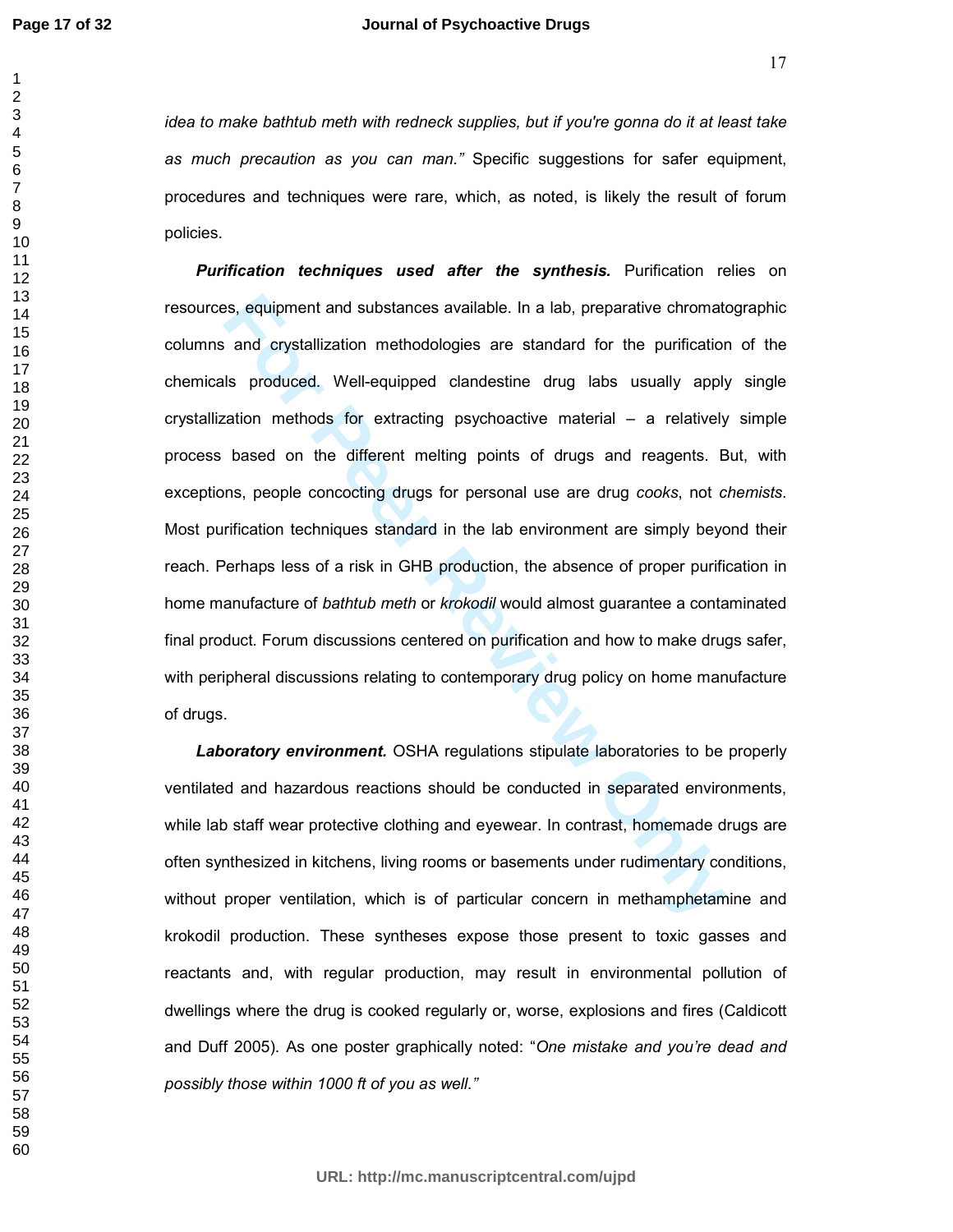*idea to make bathtub meth with redneck supplies, but if you're gonna do it at least take as much precaution as you can man."* Specific suggestions for safer equipment, procedures and techniques were rare, which, as noted, is likely the result of forum policies.

***Purification techniques used after the synthesis.*** Purification relies on resources, equipment and substances available. In a lab, preparative chromatographic columns and crystallization methodologies are standard for the purification of the chemicals produced. Well-equipped clandestine drug labs usually apply single crystallization methods for extracting psychoactive material – a relatively simple process based on the different melting points of drugs and reagents. But, with exceptions, people concocting drugs for personal use are drug *cooks*, not *chemists*. Most purification techniques standard in the lab environment are simply beyond their reach. Perhaps less of a risk in GHB production, the absence of proper purification in home manufacture of *bathtub meth* or *krokodil* would almost guarantee a contaminated final product. Forum discussions centered on purification and how to make drugs safer, with peripheral discussions relating to contemporary drug policy on home manufacture of drugs.

***Laboratory environment.*** OSHA regulations stipulate laboratories to be properly ventilated and hazardous reactions should be conducted in separated environments, while lab staff wear protective clothing and eyewear. In contrast, homemade drugs are often synthesized in kitchens, living rooms or basements under rudimentary conditions, without proper ventilation, which is of particular concern in methamphetamine and krokodil production. These syntheses expose those present to toxic gasses and reactants and, with regular production, may result in environmental pollution of dwellings where the drug is cooked regularly or, worse, explosions and fires (Caldicott and Duff 2005). As one poster graphically noted: "*One mistake and you're dead and possibly those within 1000 ft of you as well."*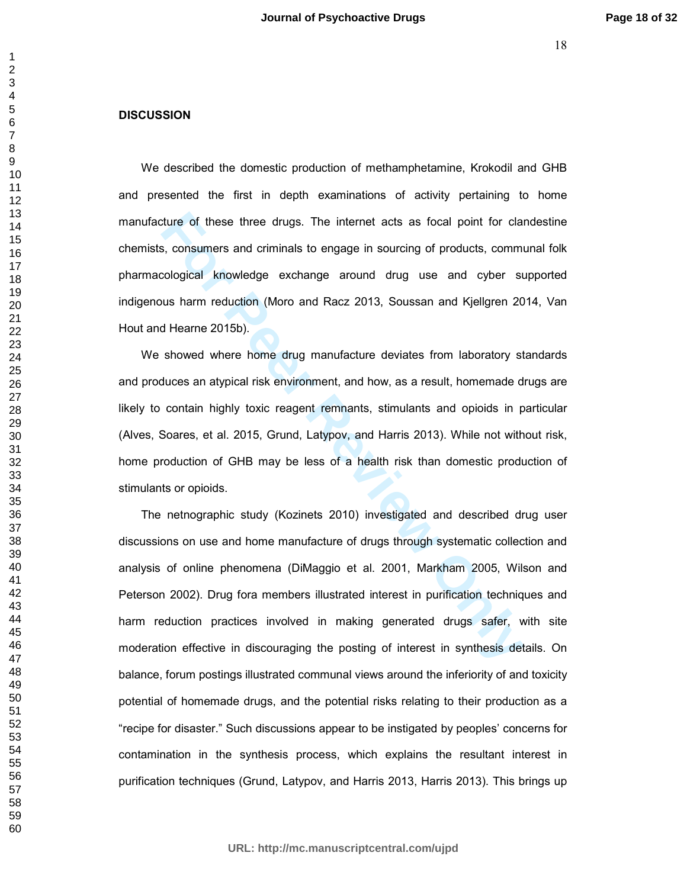## DISCUSSION

We described the domestic production of methamphetamine, Krokodil and GHB and presented the first in depth examinations of activity pertaining to home manufacture of these three drugs. The internet acts as focal point for clandestine chemists, consumers and criminals to engage in sourcing of products, communal folk pharmacological knowledge exchange around drug use and cyber supported indigenous harm reduction (Moro and Racz 2013, Soussan and Kjellgren 2014, Van Hout and Hearne 2015b).

We showed where home drug manufacture deviates from laboratory standards and produces an atypical risk environment, and how, as a result, homemade drugs are likely to contain highly toxic reagent remnants, stimulants and opioids in particular (Alves, Soares, et al. 2015, Grund, Latypov, and Harris 2013). While not without risk, home production of GHB may be less of a health risk than domestic production of stimulants or opioids.

The netnographic study (Kozinets 2010) investigated and described drug user discussions on use and home manufacture of drugs through systematic collection and analysis of online phenomena (DiMaggio et al. 2001, Markham 2005, Wilson and Peterson 2002). Drug fora members illustrated interest in purification techniques and harm reduction practices involved in making generated drugs safer, with site moderation effective in discouraging the posting of interest in synthesis details. On balance, forum postings illustrated communal views around the inferiority of and toxicity potential of homemade drugs, and the potential risks relating to their production as a "recipe for disaster." Such discussions appear to be instigated by peoples' concerns for contamination in the synthesis process, which explains the resultant interest in purification techniques (Grund, Latypov, and Harris 2013, Harris 2013). This brings up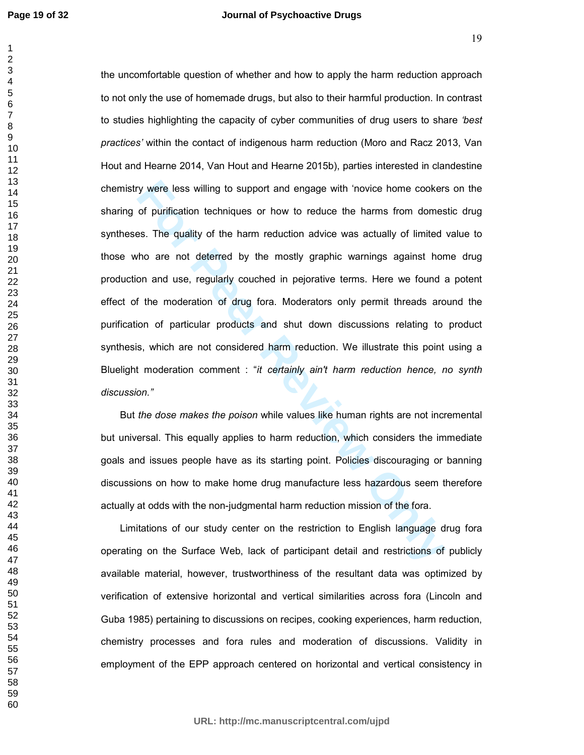the uncomfortable question of whether and how to apply the harm reduction approach to not only the use of homemade drugs, but also to their harmful production. In contrast to studies highlighting the capacity of cyber communities of drug users to share *'best practices'* within the contact of indigenous harm reduction (Moro and Racz 2013, Van Hout and Hearne 2014, Van Hout and Hearne 2015b), parties interested in clandestine chemistry were less willing to support and engage with 'novice home cookers on the sharing of purification techniques or how to reduce the harms from domestic drug syntheses. The quality of the harm reduction advice was actually of limited value to those who are not deterred by the mostly graphic warnings against home drug production and use, regularly couched in pejorative terms. Here we found a potent effect of the moderation of drug fora. Moderators only permit threads around the purification of particular products and shut down discussions relating to product synthesis, which are not considered harm reduction. We illustrate this point using a Bluelight moderation comment : "*it certainly ain't harm reduction hence, no synth discussion."*

But *the dose makes the poison* while values like human rights are not incremental but universal. This equally applies to harm reduction, which considers the immediate goals and issues people have as its starting point. Policies discouraging or banning discussions on how to make home drug manufacture less hazardous seem therefore actually at odds with the non-judgmental harm reduction mission of the fora.

Limitations of our study center on the restriction to English language drug fora operating on the Surface Web, lack of participant detail and restrictions of publicly available material, however, trustworthiness of the resultant data was optimized by verification of extensive horizontal and vertical similarities across fora (Lincoln and Guba 1985) pertaining to discussions on recipes, cooking experiences, harm reduction, chemistry processes and fora rules and moderation of discussions. Validity in employment of the EPP approach centered on horizontal and vertical consistency in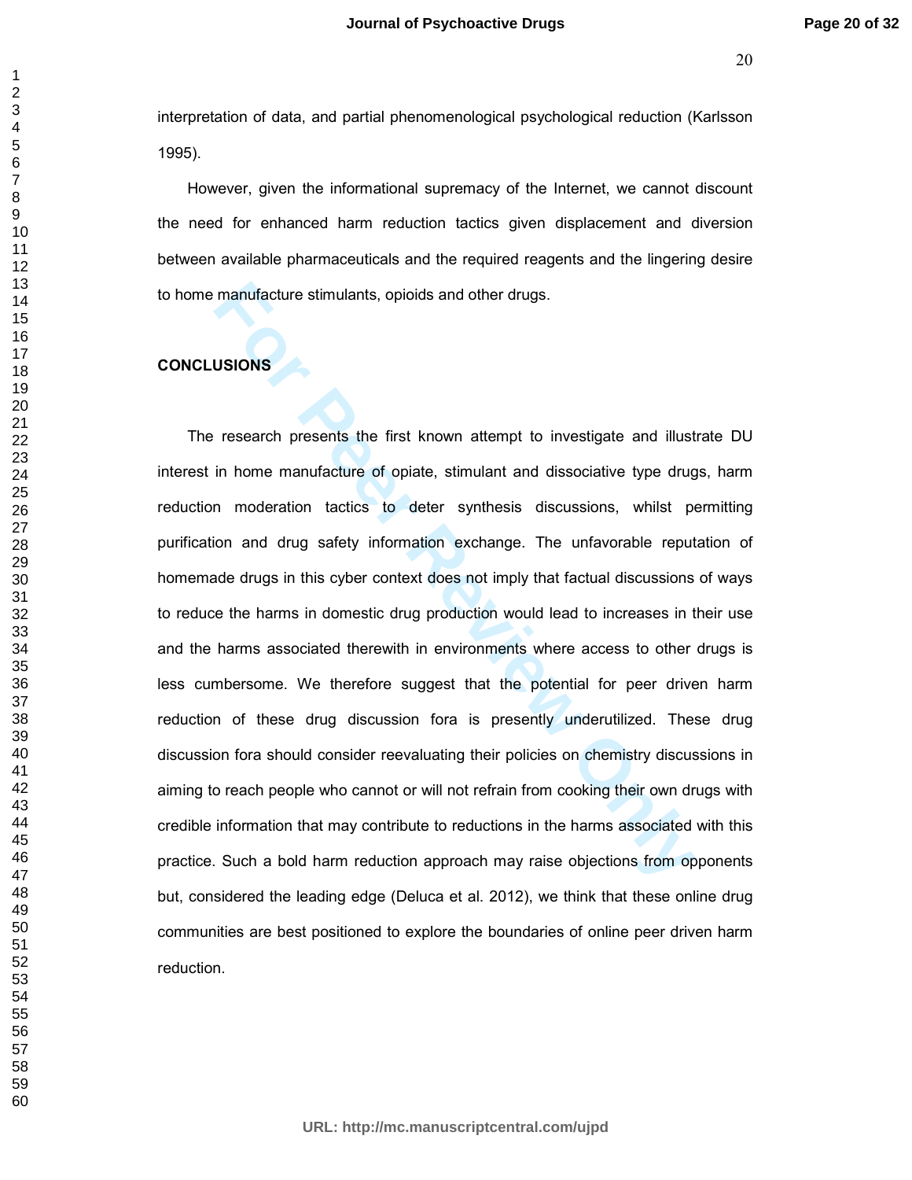interpretation of data, and partial phenomenological psychological reduction (Karlsson 1995).

However, given the informational supremacy of the Internet, we cannot discount the need for enhanced harm reduction tactics given displacement and diversion between available pharmaceuticals and the required reagents and the lingering desire to home manufacture stimulants, opioids and other drugs.

## CONCLUSIONS

The research presents the first known attempt to investigate and illustrate DU interest in home manufacture of opiate, stimulant and dissociative type drugs, harm reduction moderation tactics to deter synthesis discussions, whilst permitting purification and drug safety information exchange. The unfavorable reputation of homemade drugs in this cyber context does not imply that factual discussions of ways to reduce the harms in domestic drug production would lead to increases in their use and the harms associated therewith in environments where access to other drugs is less cumbersome. We therefore suggest that the potential for peer driven harm reduction of these drug discussion fora is presently underutilized. These drug discussion fora should consider reevaluating their policies on chemistry discussions in aiming to reach people who cannot or will not refrain from cooking their own drugs with credible information that may contribute to reductions in the harms associated with this practice. Such a bold harm reduction approach may raise objections from opponents but, considered the leading edge (Deluca et al. 2012), we think that these online drug communities are best positioned to explore the boundaries of online peer driven harm reduction.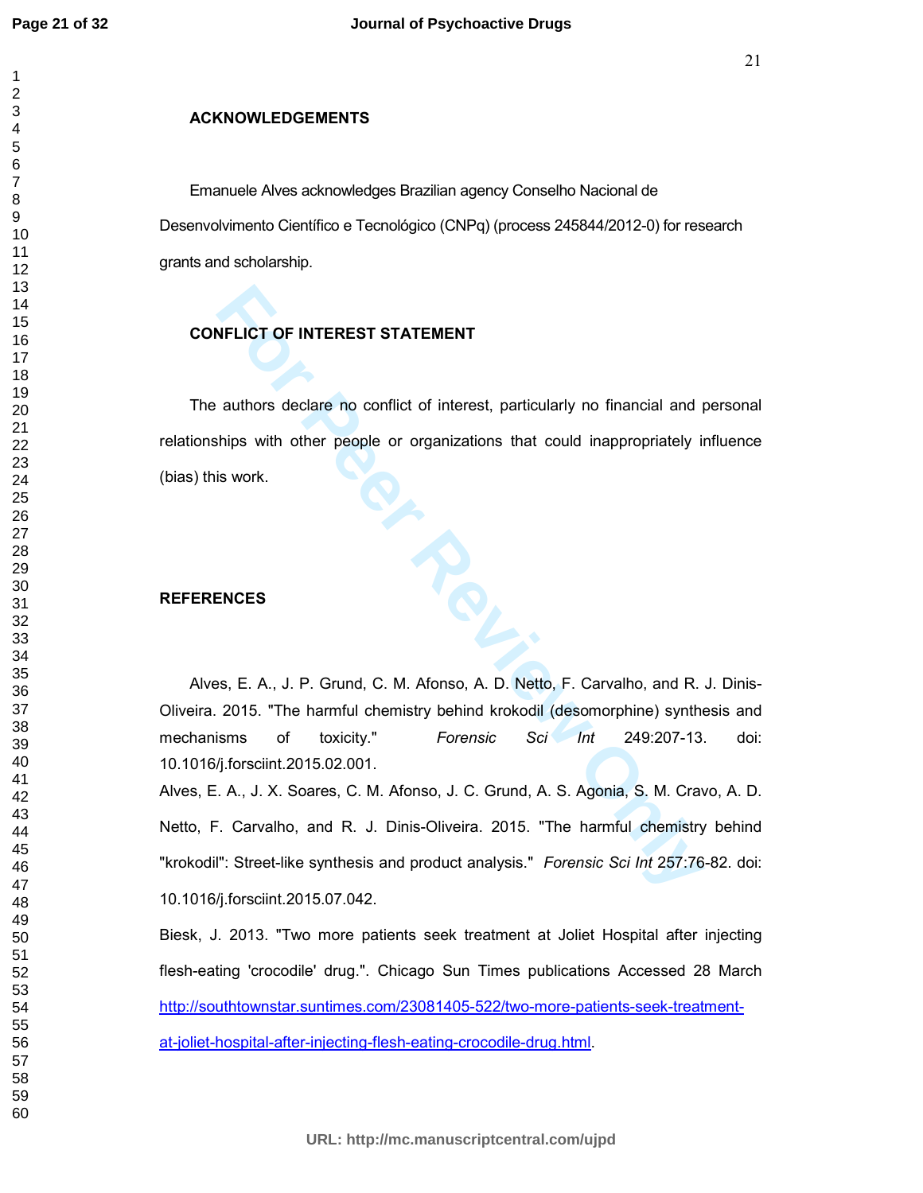**ACKNOWLEDGEMENTS**

Emanuele Alves acknowledges Brazilian agency Conselho Nacional de Desenvolvimento Científico e Tecnológico (CNPq) (process 245844/2012-0) for research grants and scholarship.

**CONFLICT OF INTEREST STATEMENT**

The authors declare no conflict of interest, particularly no financial and personal relationships with other people or organizations that could inappropriately influence (bias) this work.

**REFERENCES**

Alves, E. A., J. P. Grund, C. M. Afonso, A. D. Netto, F. Carvalho, and R. J. Dinis-Oliveira. 2015. "The harmful chemistry behind krokodil (desomorphine) synthesis and mechanisms of toxicity." *Forensic Sci Int* 249:207-13. doi: 10.1016/j.forsciint.2015.02.001.

Alves, E. A., J. X. Soares, C. M. Afonso, J. C. Grund, A. S. Agonia, S. M. Cravo, A. D. Netto, F. Carvalho, and R. J. Dinis-Oliveira. 2015. "The harmful chemistry behind "krokodil": Street-like synthesis and product analysis." *Forensic Sci Int* 257:76-82. doi: 10.1016/j.forsciint.2015.07.042.

Biesk, J. 2013. "Two more patients seek treatment at Joliet Hospital after injecting flesh-eating 'crocodile' drug.". Chicago Sun Times publications Accessed 28 March http://southtownstar.suntimes.com/23081405-522/two-more-patients-seek-treatment-at-joliet-hospital-after-injecting-flesh-eating-crocodile-drug.html.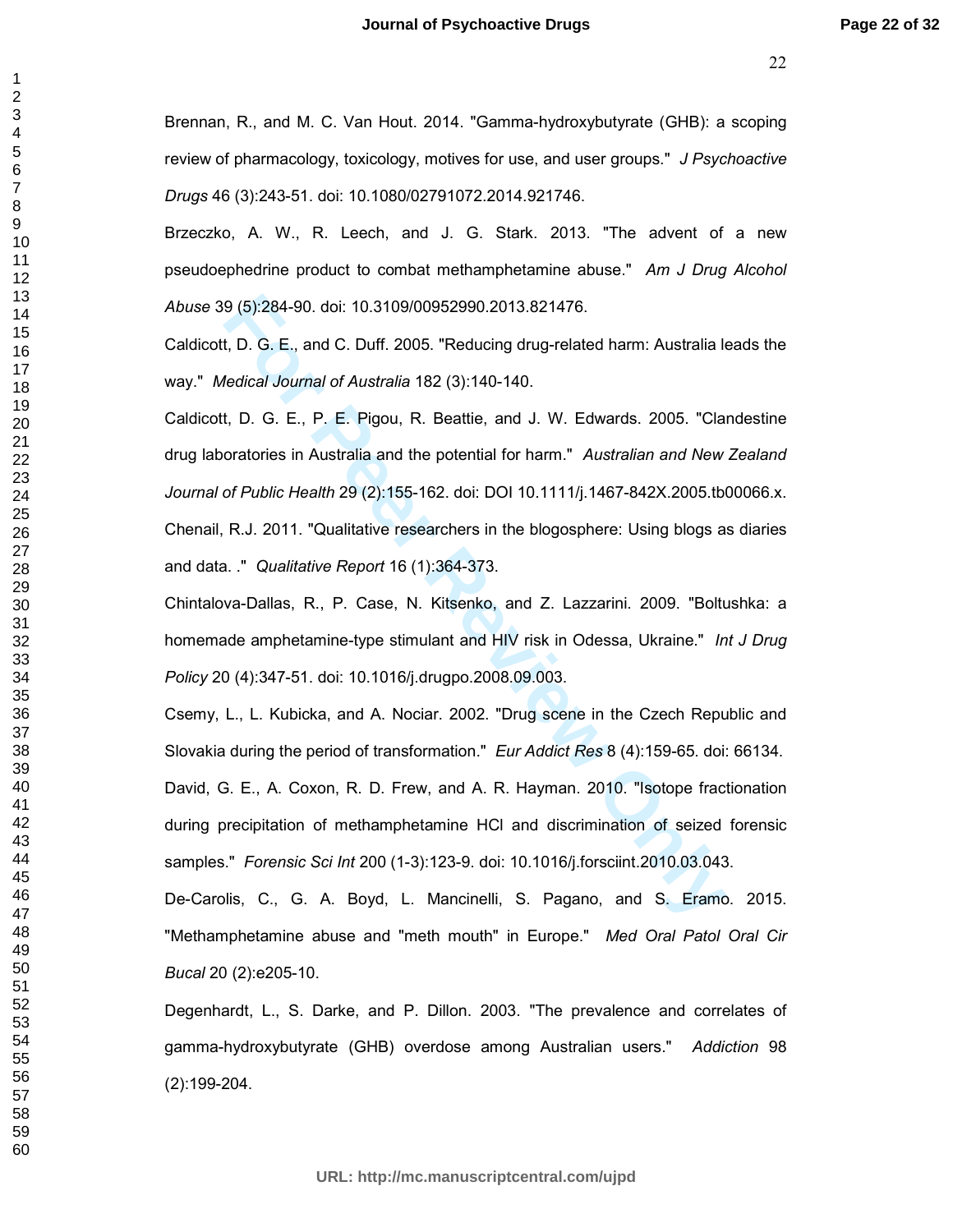Brennan, R., and M. C. Van Hout. 2014. "Gamma-hydroxybutyrate (GHB): a scoping review of pharmacology, toxicology, motives for use, and user groups." *J Psychoactive Drugs* 46 (3):243-51. doi: 10.1080/02791072.2014.921746.

Brzeczko, A. W., R. Leech, and J. G. Stark. 2013. "The advent of a new pseudoephedrine product to combat methamphetamine abuse." *Am J Drug Alcohol Abuse* 39 (5):284-90. doi: 10.3109/00952990.2013.821476.

Caldicott, D. G. E., and C. Duff. 2005. "Reducing drug-related harm: Australia leads the way." *Medical Journal of Australia* 182 (3):140-140.

Caldicott, D. G. E., P. E. Pigou, R. Beattie, and J. W. Edwards. 2005. "Clandestine drug laboratories in Australia and the potential for harm." *Australian and New Zealand Journal of Public Health* 29 (2):155-162. doi: DOI 10.1111/j.1467-842X.2005.tb00066.x.

Chenail, R.J. 2011. "Qualitative researchers in the blogosphere: Using blogs as diaries and data. ." *Qualitative Report* 16 (1):364-373.

Chintalova-Dallas, R., P. Case, N. Kitsenko, and Z. Lazzarini. 2009. "Boltushka: a homemade amphetamine-type stimulant and HIV risk in Odessa, Ukraine." *Int J Drug Policy* 20 (4):347-51. doi: 10.1016/j.drugpo.2008.09.003.

Csemy, L., L. Kubicka, and A. Nociar. 2002. "Drug scene in the Czech Republic and Slovakia during the period of transformation." *Eur Addict Res* 8 (4):159-65. doi: 66134.

David, G. E., A. Coxon, R. D. Frew, and A. R. Hayman. 2010. "Isotope fractionation during precipitation of methamphetamine HCl and discrimination of seized forensic samples." *Forensic Sci Int* 200 (1-3):123-9. doi: 10.1016/j.forsciint.2010.03.043.

De-Carolis, C., G. A. Boyd, L. Mancinelli, S. Pagano, and S. Eramo. 2015. "Methamphetamine abuse and "meth mouth" in Europe." *Med Oral Patol Oral Cir Bucal* 20 (2):e205-10.

Degenhardt, L., S. Darke, and P. Dillon. 2003. "The prevalence and correlates of gamma-hydroxybutyrate (GHB) overdose among Australian users." *Addiction* 98 (2):199-204.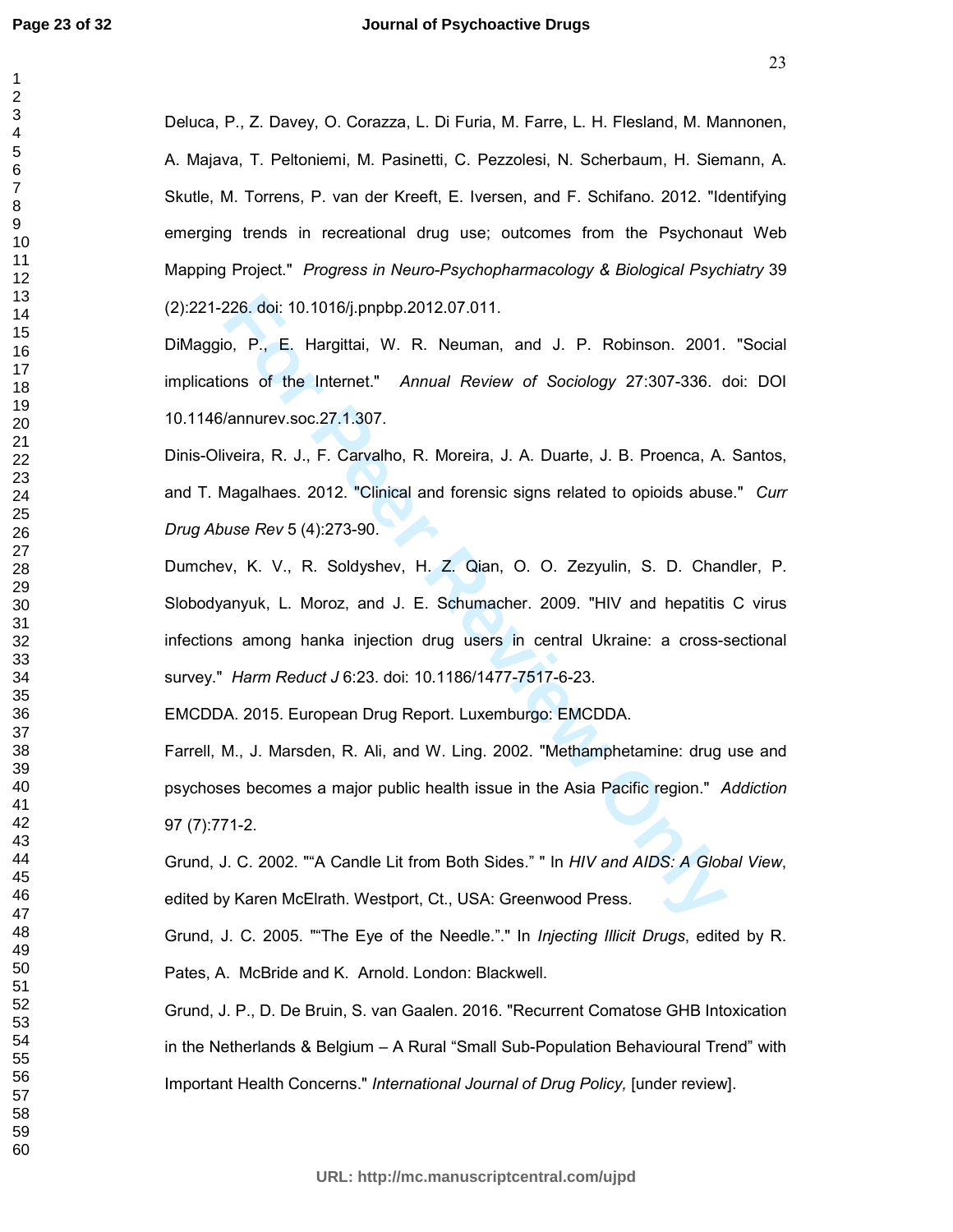Deluca, P., Z. Davey, O. Corazza, L. Di Furia, M. Farre, L. H. Flesland, M. Mannonen, A. Majava, T. Peltoniemi, M. Pasinetti, C. Pezzolesi, N. Scherbaum, H. Siemann, A. Skutle, M. Torrens, P. van der Kreeft, E. Iversen, and F. Schifano. 2012. "Identifying emerging trends in recreational drug use; outcomes from the Psychonaut Web Mapping Project." *Progress in Neuro-Psychopharmacology & Biological Psychiatry* 39 (2):221-226. doi: 10.1016/j.pnpbp.2012.07.011.

DiMaggio, P., E. Hargittai, W. R. Neuman, and J. P. Robinson. 2001. "Social implications of the Internet." *Annual Review of Sociology* 27:307-336. doi: DOI 10.1146/annurev.soc.27.1.307.

Dinis-Oliveira, R. J., F. Carvalho, R. Moreira, J. A. Duarte, J. B. Proenca, A. Santos, and T. Magalhaes. 2012. "Clinical and forensic signs related to opioids abuse." *Curr Drug Abuse Rev* 5 (4):273-90.

Dumchev, K. V., R. Soldyshev, H. Z. Qian, O. O. Zezyulin, S. D. Chandler, P. Slobodyanyuk, L. Moroz, and J. E. Schumacher. 2009. "HIV and hepatitis C virus infections among hanka injection drug users in central Ukraine: a cross-sectional survey." *Harm Reduct J* 6:23. doi: 10.1186/1477-7517-6-23.

EMCDDA. 2015. European Drug Report. Luxemburgo: EMCDDA.

Farrell, M., J. Marsden, R. Ali, and W. Ling. 2002. "Methamphetamine: drug use and psychoses becomes a major public health issue in the Asia Pacific region." *Addiction* 97 (7):771-2.

Grund, J. C. 2002. ""A Candle Lit from Both Sides." " In *HIV and AIDS: A Global View*, edited by Karen McElrath. Westport, Ct., USA: Greenwood Press.

Grund, J. C. 2005. ""The Eye of the Needle."." In *Injecting Illicit Drugs*, edited by R. Pates, A. McBride and K. Arnold. London: Blackwell.

Grund, J. P., D. De Bruin, S. van Gaalen. 2016. "Recurrent Comatose GHB Intoxication in the Netherlands & Belgium – A Rural "Small Sub-Population Behavioural Trend" with Important Health Concerns." *International Journal of Drug Policy,* [under review].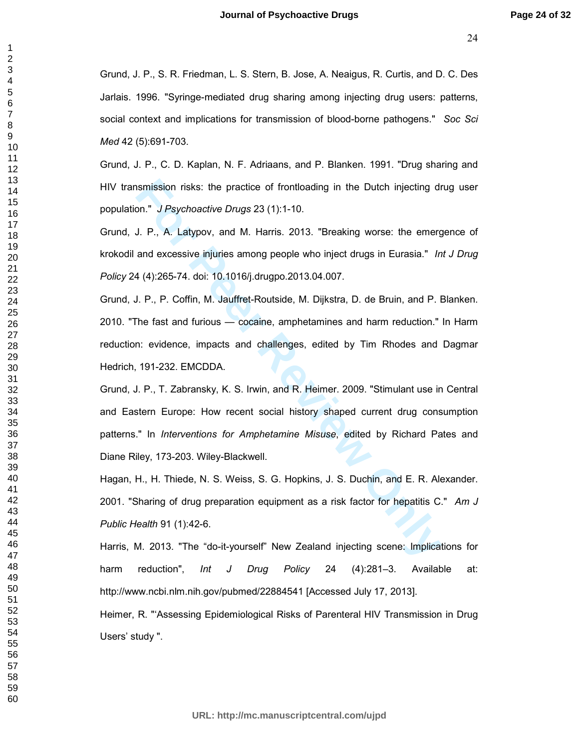Grund, J. P., S. R. Friedman, L. S. Stern, B. Jose, A. Neaigus, R. Curtis, and D. C. Des Jarlais. 1996. "Syringe-mediated drug sharing among injecting drug users: patterns, social context and implications for transmission of blood-borne pathogens." *Soc Sci Med* 42 (5):691-703.

Grund, J. P., C. D. Kaplan, N. F. Adriaans, and P. Blanken. 1991. "Drug sharing and HIV transmission risks: the practice of frontloading in the Dutch injecting drug user population." *J Psychoactive Drugs* 23 (1):1-10.

Grund, J. P., A. Latypov, and M. Harris. 2013. "Breaking worse: the emergence of krokodil and excessive injuries among people who inject drugs in Eurasia." *Int J Drug Policy* 24 (4):265-74. doi: 10.1016/j.drugpo.2013.04.007.

Grund, J. P., P. Coffin, M. Jauffret-Routside, M. Dijkstra, D. de Bruin, and P. Blanken. 2010. "The fast and furious — cocaine, amphetamines and harm reduction." In Harm reduction: evidence, impacts and challenges, edited by Tim Rhodes and Dagmar Hedrich, 191-232. EMCDDA.

Grund, J. P., T. Zabransky, K. S. Irwin, and R. Heimer. 2009. "Stimulant use in Central and Eastern Europe: How recent social history shaped current drug consumption patterns." In *Interventions for Amphetamine Misuse*, edited by Richard Pates and Diane Riley, 173-203. Wiley-Blackwell.

Hagan, H., H. Thiede, N. S. Weiss, S. G. Hopkins, J. S. Duchin, and E. R. Alexander. 2001. "Sharing of drug preparation equipment as a risk factor for hepatitis C." *Am J Public Health* 91 (1):42-6.

Harris, M. 2013. "The “do-it-yourself” New Zealand injecting scene: Implications for harm reduction", *Int J Drug Policy* 24 (4):281–3. Available at: http://www.ncbi.nlm.nih.gov/pubmed/22884541 [Accessed July 17, 2013].

Heimer, R. "‘Assessing Epidemiological Risks of Parenteral HIV Transmission in Drug Users’ study ".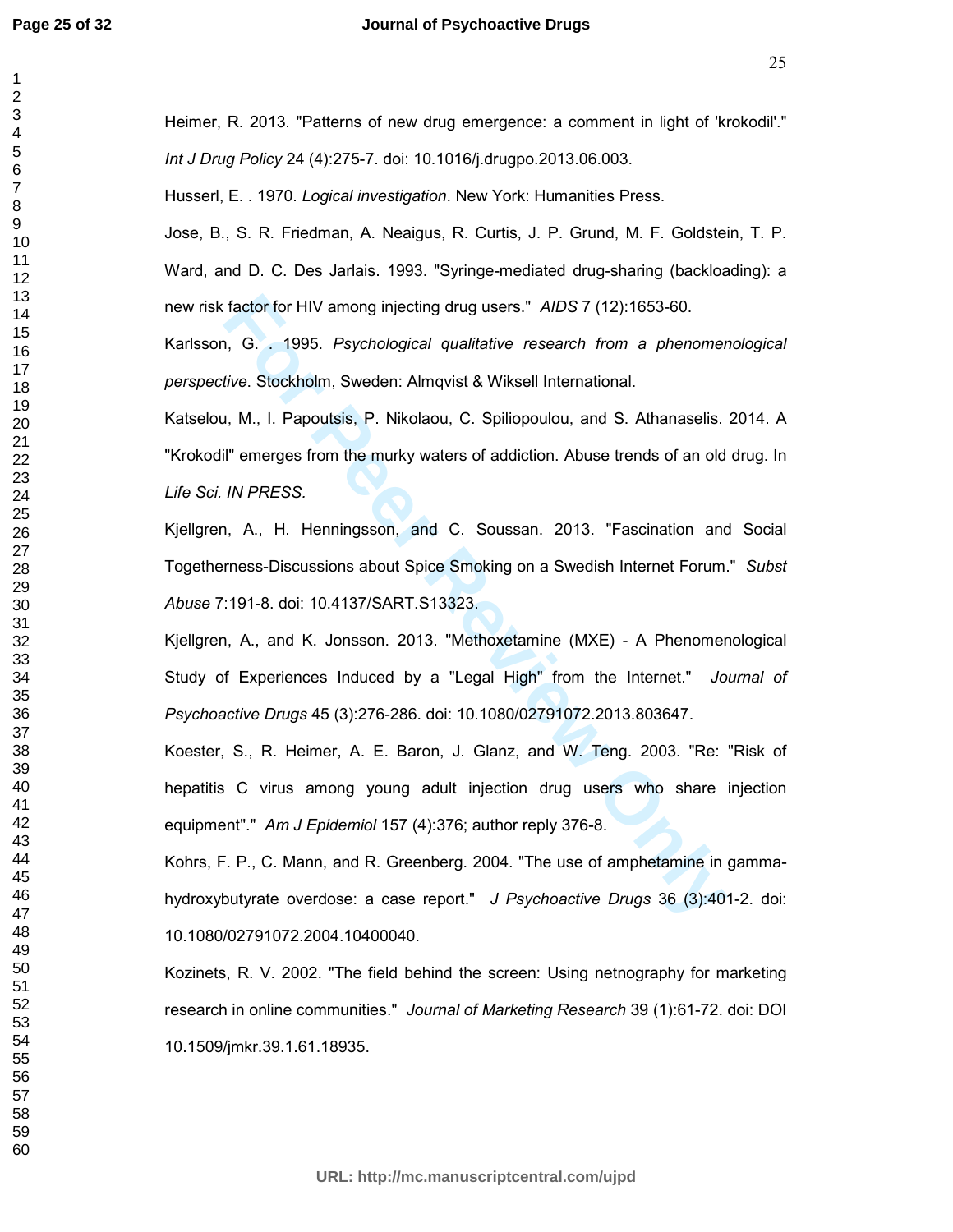Heimer, R. 2013. "Patterns of new drug emergence: a comment in light of 'krokodil'." *Int J Drug Policy* 24 (4):275-7. doi: 10.1016/j.drugpo.2013.06.003.

Husserl, E. . 1970. *Logical investigation*. New York: Humanities Press.

Jose, B., S. R. Friedman, A. Neaigus, R. Curtis, J. P. Grund, M. F. Goldstein, T. P. Ward, and D. C. Des Jarlais. 1993. "Syringe-mediated drug-sharing (backloading): a new risk factor for HIV among injecting drug users." *AIDS* 7 (12):1653-60.

Karlsson, G. . 1995. *Psychological qualitative research from a phenomenological perspective*. Stockholm, Sweden: Almqvist & Wiksell International.

Katselou, M., I. Papoutsis, P. Nikolaou, C. Spiliopoulou, and S. Athanaselis. 2014. A "Krokodil" emerges from the murky waters of addiction. Abuse trends of an old drug. In *Life Sci. IN PRESS.*

Kjellgren, A., H. Henningsson, and C. Soussan. 2013. "Fascination and Social Togetherness-Discussions about Spice Smoking on a Swedish Internet Forum." *Subst Abuse* 7:191-8. doi: 10.4137/SART.S13323.

Kjellgren, A., and K. Jonsson. 2013. "Methoxetamine (MXE) - A Phenomenological Study of Experiences Induced by a "Legal High" from the Internet." *Journal of Psychoactive Drugs* 45 (3):276-286. doi: 10.1080/02791072.2013.803647.

Koester, S., R. Heimer, A. E. Baron, J. Glanz, and W. Teng. 2003. "Re: "Risk of hepatitis C virus among young adult injection drug users who share injection equipment"." *Am J Epidemiol* 157 (4):376; author reply 376-8.

Kohrs, F. P., C. Mann, and R. Greenberg. 2004. "The use of amphetamine in gamma-hydroxybutyrate overdose: a case report." *J Psychoactive Drugs* 36 (3):401-2. doi: 10.1080/02791072.2004.10400040.

Kozinets, R. V. 2002. "The field behind the screen: Using netnography for marketing research in online communities." *Journal of Marketing Research* 39 (1):61-72. doi: DOI 10.1509/jmkr.39.1.61.18935.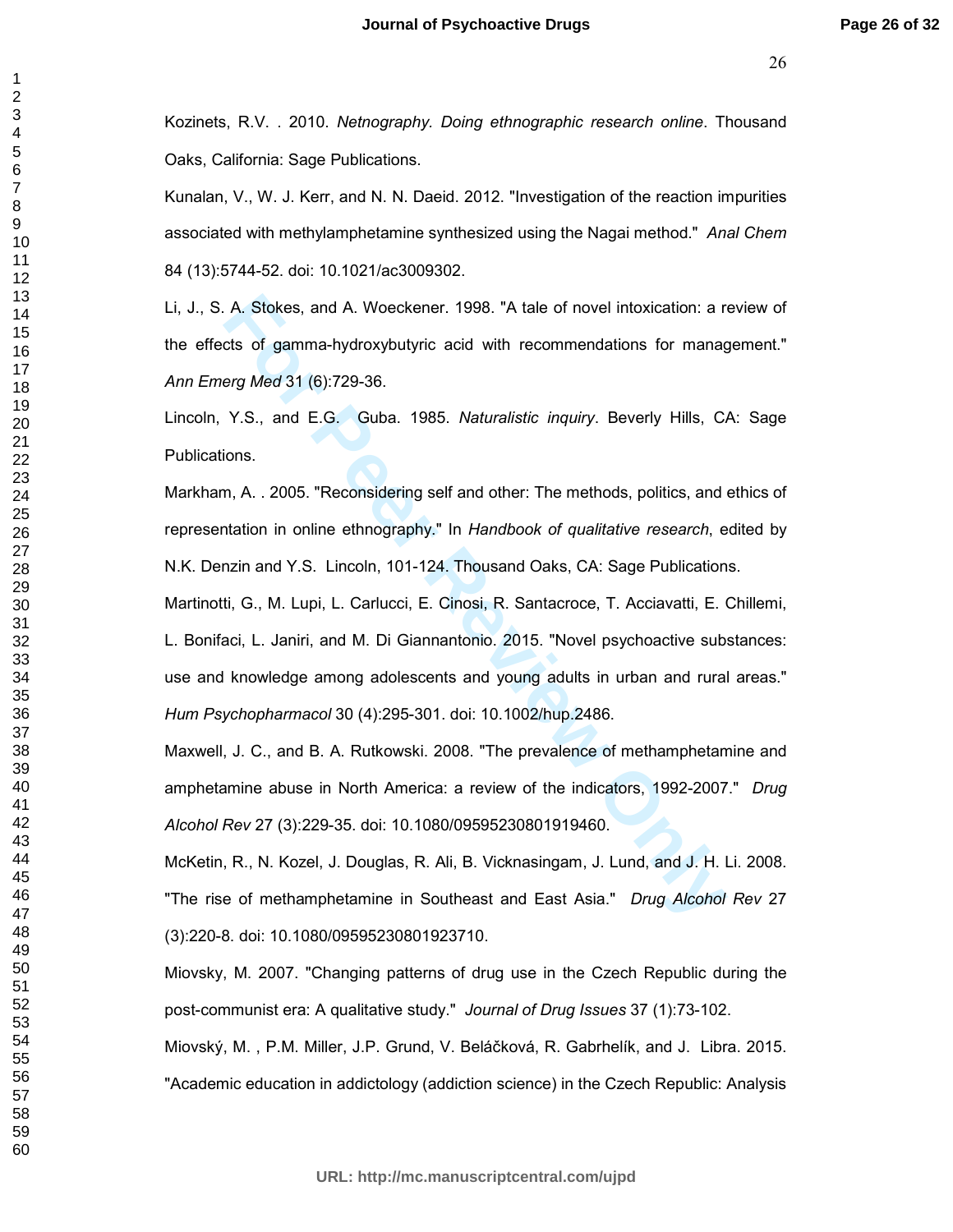Kozinets, R.V. . 2010. *Netnography. Doing ethnographic research online*. Thousand Oaks, California: Sage Publications.

Kunalan, V., W. J. Kerr, and N. N. Daeid. 2012. "Investigation of the reaction impurities associated with methylamphetamine synthesized using the Nagai method." *Anal Chem* 84 (13):5744-52. doi: 10.1021/ac3009302.

Li, J., S. A. Stokes, and A. Woeckener. 1998. "A tale of novel intoxication: a review of the effects of gamma-hydroxybutyric acid with recommendations for management." *Ann Emerg Med* 31 (6):729-36.

Lincoln, Y.S., and E.G. Guba. 1985. *Naturalistic inquiry*. Beverly Hills, CA: Sage Publications.

Markham, A. . 2005. "Reconsidering self and other: The methods, politics, and ethics of representation in online ethnography." In *Handbook of qualitative research*, edited by N.K. Denzin and Y.S. Lincoln, 101-124. Thousand Oaks, CA: Sage Publications.

Martinotti, G., M. Lupi, L. Carlucci, E. Cinosi, R. Santacroce, T. Acciavatti, E. Chillemi, L. Bonifaci, L. Janiri, and M. Di Giannantonio. 2015. "Novel psychoactive substances: use and knowledge among adolescents and young adults in urban and rural areas." *Hum Psychopharmacol* 30 (4):295-301. doi: 10.1002/hup.2486.

Maxwell, J. C., and B. A. Rutkowski. 2008. "The prevalence of methamphetamine and amphetamine abuse in North America: a review of the indicators, 1992-2007." *Drug Alcohol Rev* 27 (3):229-35. doi: 10.1080/09595230801919460.

McKetin, R., N. Kozel, J. Douglas, R. Ali, B. Vicknasingam, J. Lund, and J. H. Li. 2008. "The rise of methamphetamine in Southeast and East Asia." *Drug Alcohol Rev* 27 (3):220-8. doi: 10.1080/09595230801923710.

Miovsky, M. 2007. "Changing patterns of drug use in the Czech Republic during the post-communist era: A qualitative study." *Journal of Drug Issues* 37 (1):73-102.

Miovský, M. , P.M. Miller, J.P. Grund, V. Beláčková, R. Gabrhelík, and J. Libra. 2015. "Academic education in addictology (addiction science) in the Czech Republic: Analysis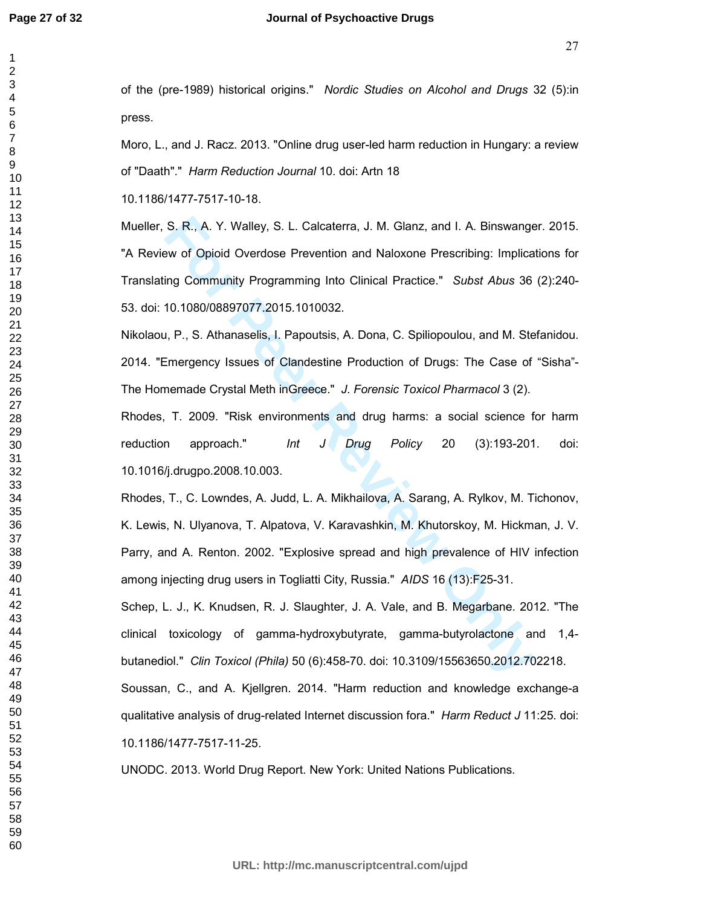of the (pre-1989) historical origins." *Nordic Studies on Alcohol and Drugs* 32 (5):in press.

Moro, L., and J. Racz. 2013. "Online drug user-led harm reduction in Hungary: a review of "Daath"." *Harm Reduction Journal* 10. doi: Artn 18

10.1186/1477-7517-10-18.

Mueller, S. R., A. Y. Walley, S. L. Calcaterra, J. M. Glanz, and I. A. Binswanger. 2015. "A Review of Opioid Overdose Prevention and Naloxone Prescribing: Implications for Translating Community Programming Into Clinical Practice." *Subst Abus* 36 (2):240-53. doi: 10.1080/08897077.2015.1010032.

Nikolaou, P., S. Athanaselis, I. Papoutsis, A. Dona, C. Spiliopoulou, and M. Stefanidou. 2014. "Emergency Issues of Clandestine Production of Drugs: The Case of "Sisha"-The Homemade Crystal Meth inGreece." *J. Forensic Toxicol Pharmacol* 3 (2).

Rhodes, T. 2009. "Risk environments and drug harms: a social science for harm reduction approach." *Int J Drug Policy* 20 (3):193-201. doi: 10.1016/j.drugpo.2008.10.003.

Rhodes, T., C. Lowndes, A. Judd, L. A. Mikhailova, A. Sarang, A. Rylkov, M. Tichonov, K. Lewis, N. Ulyanova, T. Alpatova, V. Karavashkin, M. Khutorskoy, M. Hickman, J. V. Parry, and A. Renton. 2002. "Explosive spread and high prevalence of HIV infection among injecting drug users in Togliatti City, Russia." *AIDS* 16 (13):F25-31.

Schep, L. J., K. Knudsen, R. J. Slaughter, J. A. Vale, and B. Megarbane. 2012. "The clinical toxicology of gamma-hydroxybutyrate, gamma-butyrolactone and 1,4-butanediol." *Clin Toxicol (Phila)* 50 (6):458-70. doi: 10.3109/15563650.2012.702218.

Soussan, C., and A. Kjellgren. 2014. "Harm reduction and knowledge exchange-a qualitative analysis of drug-related Internet discussion fora." *Harm Reduct J* 11:25. doi: 10.1186/1477-7517-11-25.

UNODC. 2013. World Drug Report. New York: United Nations Publications.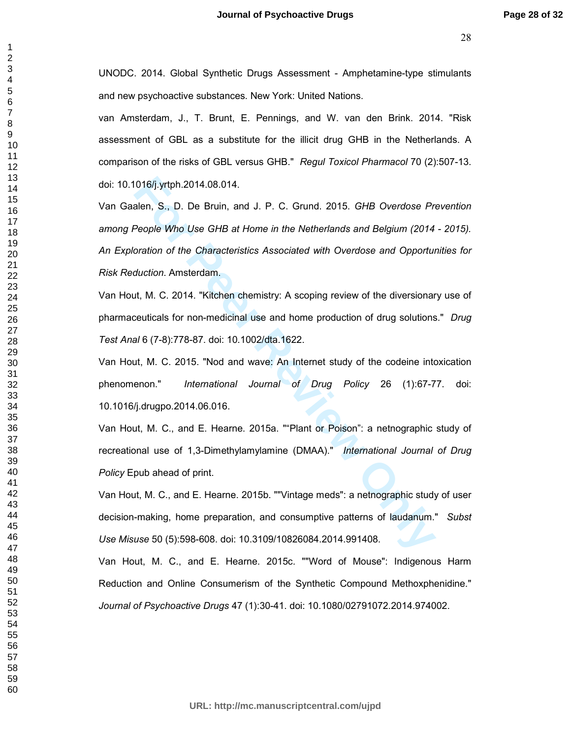UNODC. 2014. Global Synthetic Drugs Assessment - Amphetamine-type stimulants and new psychoactive substances. New York: United Nations.

van Amsterdam, J., T. Brunt, E. Pennings, and W. van den Brink. 2014. "Risk assessment of GBL as a substitute for the illicit drug GHB in the Netherlands. A comparison of the risks of GBL versus GHB." *Regul Toxicol Pharmacol* 70 (2):507-13. doi: 10.1016/j.yrtph.2014.08.014.

Van Gaalen, S., D. De Bruin, and J. P. C. Grund. 2015. *GHB Overdose Prevention among People Who Use GHB at Home in the Netherlands and Belgium (2014 - 2015). An Exploration of the Characteristics Associated with Overdose and Opportunities for Risk Reduction.* Amsterdam.

Van Hout, M. C. 2014. "Kitchen chemistry: A scoping review of the diversionary use of pharmaceuticals for non-medicinal use and home production of drug solutions." *Drug Test Anal* 6 (7-8):778-87. doi: 10.1002/dta.1622.

Van Hout, M. C. 2015. "Nod and wave: An Internet study of the codeine intoxication phenomenon." *International Journal of Drug Policy* 26 (1):67-77. doi: 10.1016/j.drugpo.2014.06.016.

Van Hout, M. C., and E. Hearne. 2015a. "“Plant or Poison”: a netnographic study of recreational use of 1,3-Dimethylamylamine (DMAA)." *International Journal of Drug Policy* Epub ahead of print.

Van Hout, M. C., and E. Hearne. 2015b. ""Vintage meds": a netnographic study of user decision-making, home preparation, and consumptive patterns of laudanum." *Subst Use Misuse* 50 (5):598-608. doi: 10.3109/10826084.2014.991408.

Van Hout, M. C., and E. Hearne. 2015c. ""Word of Mouse": Indigenous Harm Reduction and Online Consumerism of the Synthetic Compound Methoxphenidine." *Journal of Psychoactive Drugs* 47 (1):30-41. doi: 10.1080/02791072.2014.974002.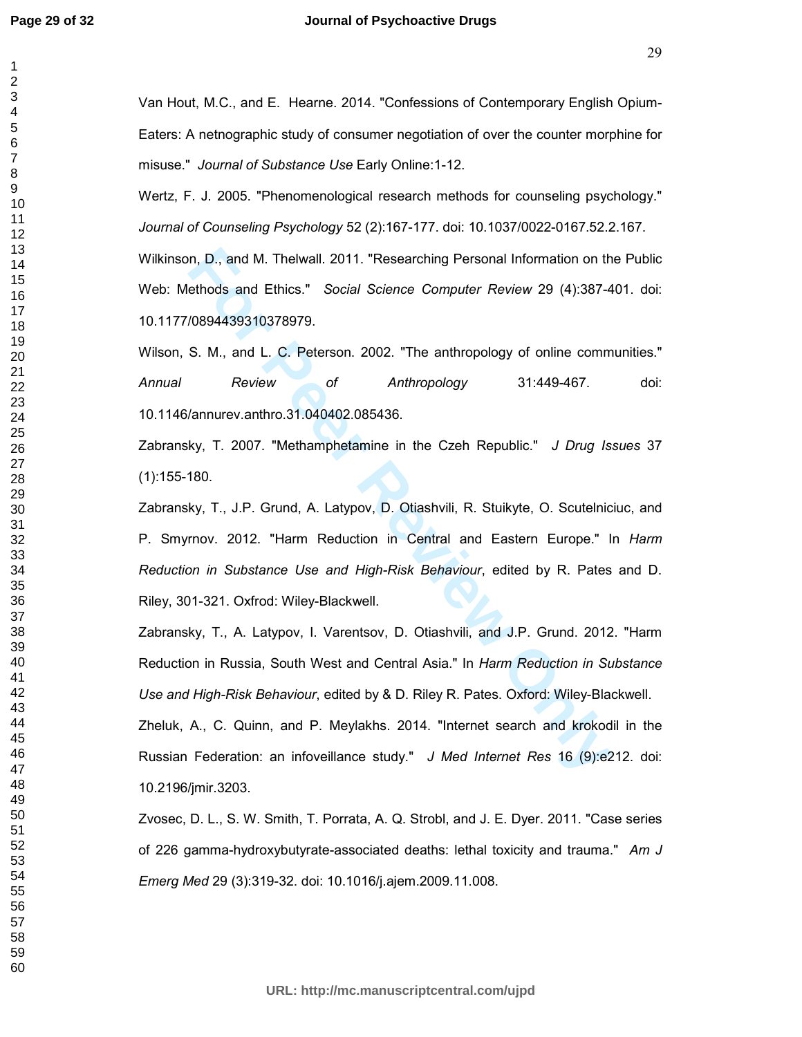Van Hout, M.C., and E. Hearne. 2014. "Confessions of Contemporary English Opium-Eaters: A netnographic study of consumer negotiation of over the counter morphine for misuse." *Journal of Substance Use* Early Online:1-12.

Wertz, F. J. 2005. "Phenomenological research methods for counseling psychology." *Journal of Counseling Psychology* 52 (2):167-177. doi: 10.1037/0022-0167.52.2.167.

Wilkinson, D., and M. Thelwall. 2011. "Researching Personal Information on the Public Web: Methods and Ethics." *Social Science Computer Review* 29 (4):387-401. doi: 10.1177/0894439310378979.

Wilson, S. M., and L. C. Peterson. 2002. "The anthropology of online communities." *Annual Review of Anthropology* 31:449-467. doi: 10.1146/annurev.anthro.31.040402.085436.

Zabransky, T. 2007. "Methamphetamine in the Czeh Republic." *J Drug Issues* 37 (1):155-180.

Zabransky, T., J.P. Grund, A. Latypov, D. Otiashvili, R. Stuikyte, O. Scutelniciuc, and P. Smyrnov. 2012. "Harm Reduction in Central and Eastern Europe." In *Harm Reduction in Substance Use and High-Risk Behaviour*, edited by R. Pates and D. Riley, 301-321. Oxfrod: Wiley-Blackwell.

Zabransky, T., A. Latypov, I. Varentsov, D. Otiashvili, and J.P. Grund. 2012. "Harm Reduction in Russia, South West and Central Asia." In *Harm Reduction in Substance Use and High-Risk Behaviour*, edited by & D. Riley R. Pates. Oxford: Wiley-Blackwell.

Zheluk, A., C. Quinn, and P. Meylakhs. 2014. "Internet search and krokodil in the Russian Federation: an infoveillance study." *J Med Internet Res* 16 (9):e212. doi: 10.2196/jmir.3203.

Zvosec, D. L., S. W. Smith, T. Porrata, A. Q. Strobl, and J. E. Dyer. 2011. "Case series of 226 gamma-hydroxybutyrate-associated deaths: lethal toxicity and trauma." *Am J Emerg Med* 29 (3):319-32. doi: 10.1016/j.ajem.2009.11.008.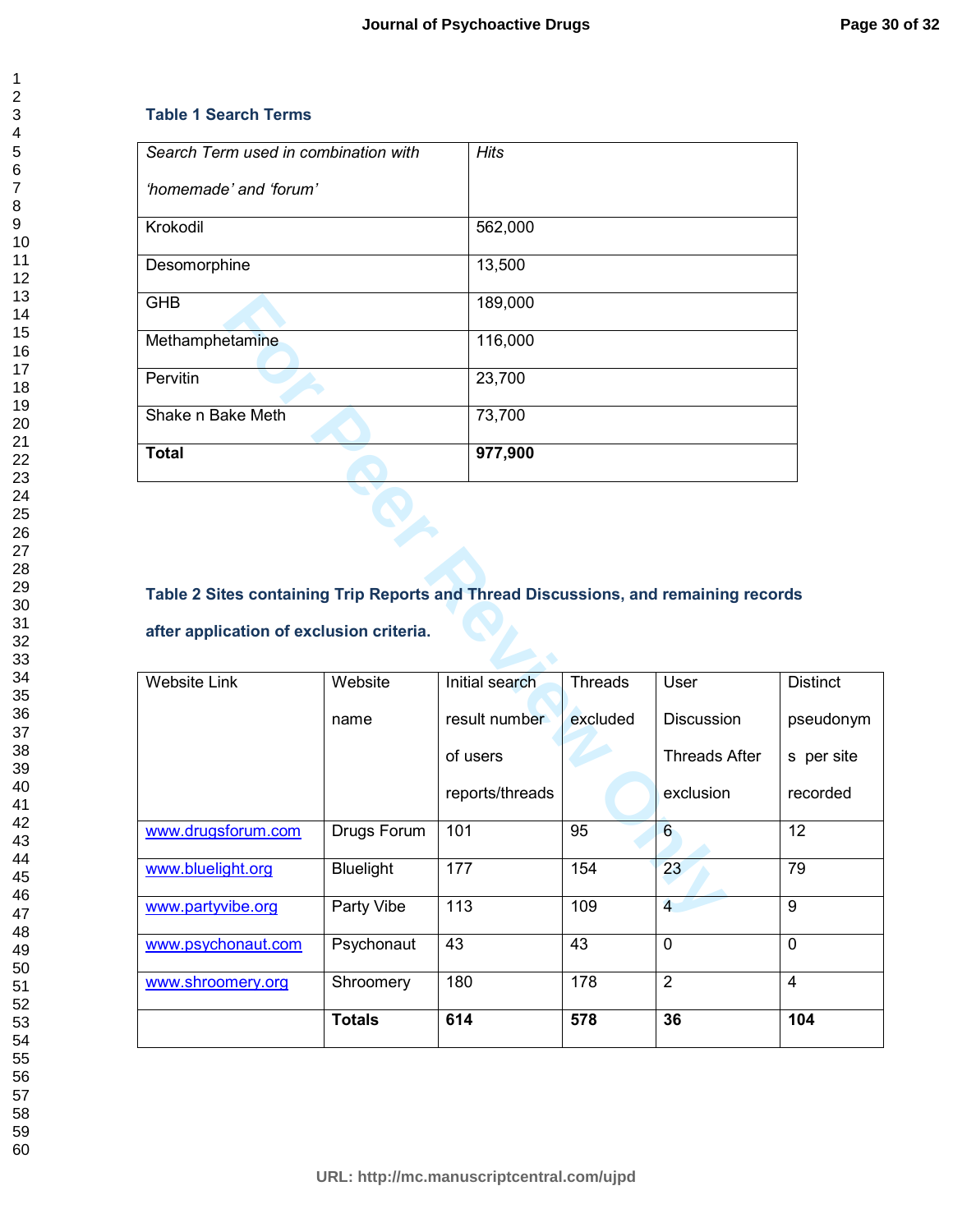**Table 1 Search Terms**

| *Search Term used in combination with 'homemade' and 'forum'* | *Hits* |
|---|---|
| Krokodil | 562,000 |
| Desomorphine | 13,500 |
| GHB | 189,000 |
| Methamphetamine | 116,000 |
| Pervitin | 23,700 |
| Shake n Bake Meth | 73,700 |
| **Total** | **977,900** |

**Table 2 Sites containing Trip Reports and Thread Discussions, and remaining records after application of exclusion criteria.**

| Website Link | Website name | Initial search result number of users reports/threads | Threads excluded | User Discussion Threads After exclusion | Distinct pseudonyms per site recorded |
|---|---|---|---|---|---|
| www.drugsforum.com | Drugs Forum | 101 | 95 | 6 | 12 |
| www.bluelight.org | Bluelight | 177 | 154 | 23 | 79 |
| www.partyvibe.org | Party Vibe | 113 | 109 | 4 | 9 |
| www.psychonaut.com | Psychonaut | 43 | 43 | 0 | 0 |
| www.shroomery.org | Shroomery | 180 | 178 | 2 | 4 |
| | **Totals** | **614** | **578** | **36** | **104** |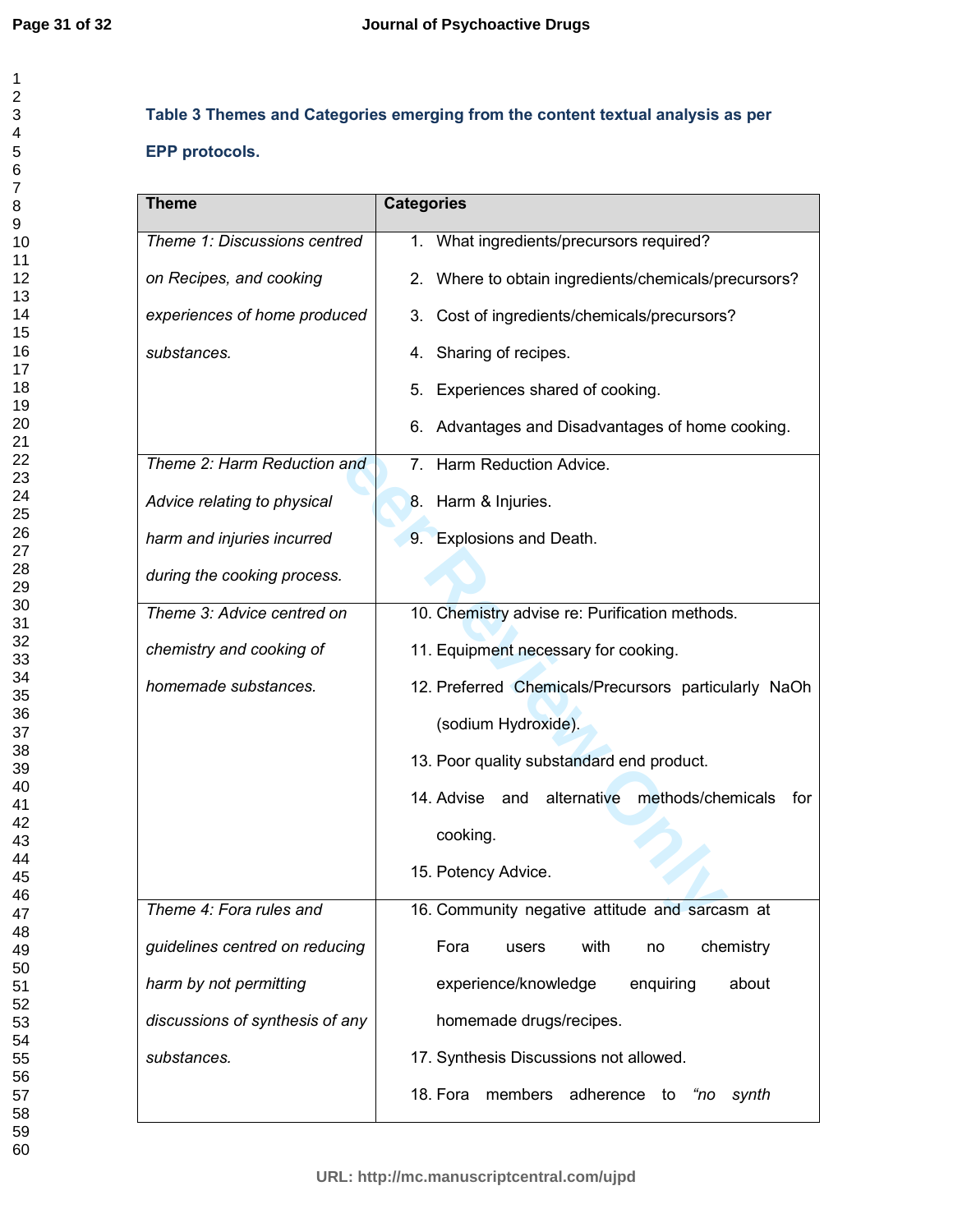**Table 3 Themes and Categories emerging from the content textual analysis as per EPP protocols.**

| Theme | Categories |
|---|---|
| *Theme 1: Discussions centred on Recipes, and cooking experiences of home produced substances.* | 1. What ingredients/precursors required?<br>2. Where to obtain ingredients/chemicals/precursors?<br>3. Cost of ingredients/chemicals/precursors?<br>4. Sharing of recipes.<br>5. Experiences shared of cooking.<br>6. Advantages and Disadvantages of home cooking. |
| *Theme 2: Harm Reduction and Advice relating to physical harm and injuries incurred during the cooking process.* | 7. Harm Reduction Advice.<br>8. Harm & Injuries.<br>9. Explosions and Death. |
| *Theme 3: Advice centred on chemistry and cooking of homemade substances.* | 10. Chemistry advise re: Purification methods.<br>11. Equipment necessary for cooking.<br>12. Preferred Chemicals/Precursors particularly NaOh (sodium Hydroxide).<br>13. Poor quality substandard end product.<br>14. Advise and alternative methods/chemicals for cooking.<br>15. Potency Advice. |
| *Theme 4: Fora rules and guidelines centred on reducing harm by not permitting discussions of synthesis of any substances.* | 16. Community negative attitude and sarcasm at Fora users with no chemistry experience/knowledge enquiring about homemade drugs/recipes.<br>17. Synthesis Discussions not allowed.<br>18. Fora members adherence to *"no synth* |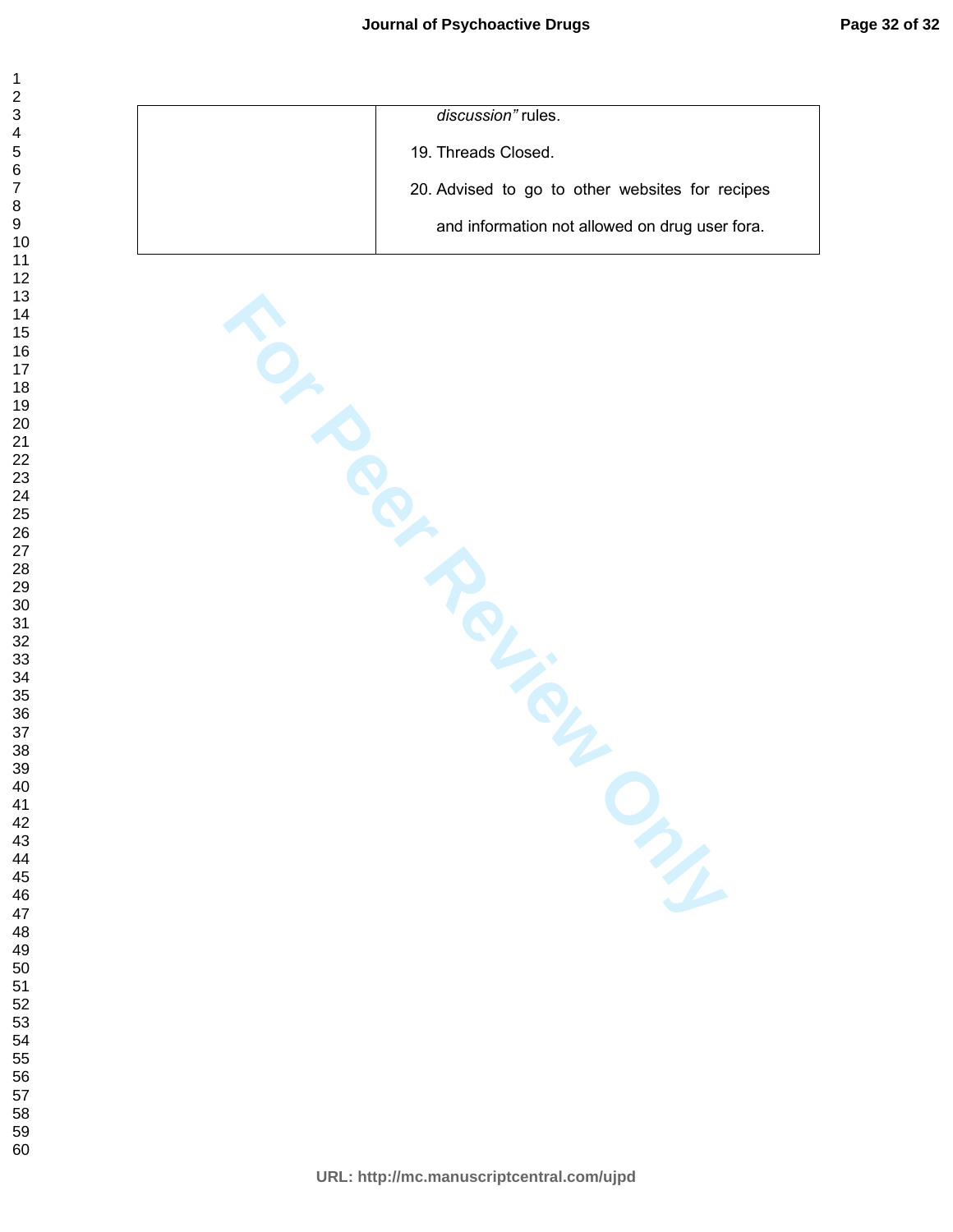| | |
|---|---|
| | *discussion"* rules.<br>19. Threads Closed.<br>20. Advised to go to other websites for recipes and information not allowed on drug user fora. |